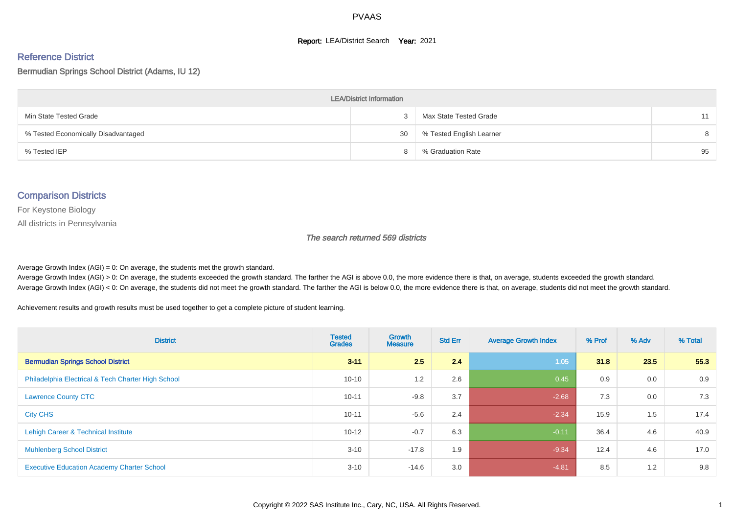# PVAAS

**Report:** LEA/District Search **Year:** 2021

## Reference District

Bermudian Springs School District (Adams, IU 12)

| LEA/District Information | | | |
|---|---|---|---|
| Min State Tested Grade | 3 | Max State Tested Grade | 11 |
| % Tested Economically Disadvantaged | 30 | % Tested English Learner | 8 |
| % Tested IEP | 8 | % Graduation Rate | 95 |

## Comparison Districts

For Keystone Biology

All districts in Pennsylvania

*The search returned 569 districts*

Average Growth Index (AGI) = 0: On average, the students met the growth standard.
Average Growth Index (AGI) > 0: On average, the students exceeded the growth standard. The farther the AGI is above 0.0, the more evidence there is that, on average, students exceeded the growth standard.
Average Growth Index (AGI) < 0: On average, the students did not meet the growth standard. The farther the AGI is below 0.0, the more evidence there is that, on average, students did not meet the growth standard.

Achievement results and growth results must be used together to get a complete picture of student learning.

| District | Tested Grades | Growth Measure | Std Err | Average Growth Index | % Prof | % Adv | % Total |
|---|---|---|---|---|---|---|---|
| **Bermudian Springs School District** | **3-11** | **2.5** | **2.4** | 1.05 | **31.8** | **23.5** | **55.3** |
| Philadelphia Electrical & Tech Charter High School | 10-10 | 1.2 | 2.6 | 0.45 | 0.9 | 0.0 | 0.9 |
| Lawrence County CTC | 10-11 | -9.8 | 3.7 | -2.68 | 7.3 | 0.0 | 7.3 |
| City CHS | 10-11 | -5.6 | 2.4 | -2.34 | 15.9 | 1.5 | 17.4 |
| Lehigh Career & Technical Institute | 10-12 | -0.7 | 6.3 | -0.11 | 36.4 | 4.6 | 40.9 |
| Muhlenberg School District | 3-10 | -17.8 | 1.9 | -9.34 | 12.4 | 4.6 | 17.0 |
| Executive Education Academy Charter School | 3-10 | -14.6 | 3.0 | -4.81 | 8.5 | 1.2 | 9.8 |

Copyright © 2022 SAS Institute Inc., Cary, NC, USA. All Rights Reserved.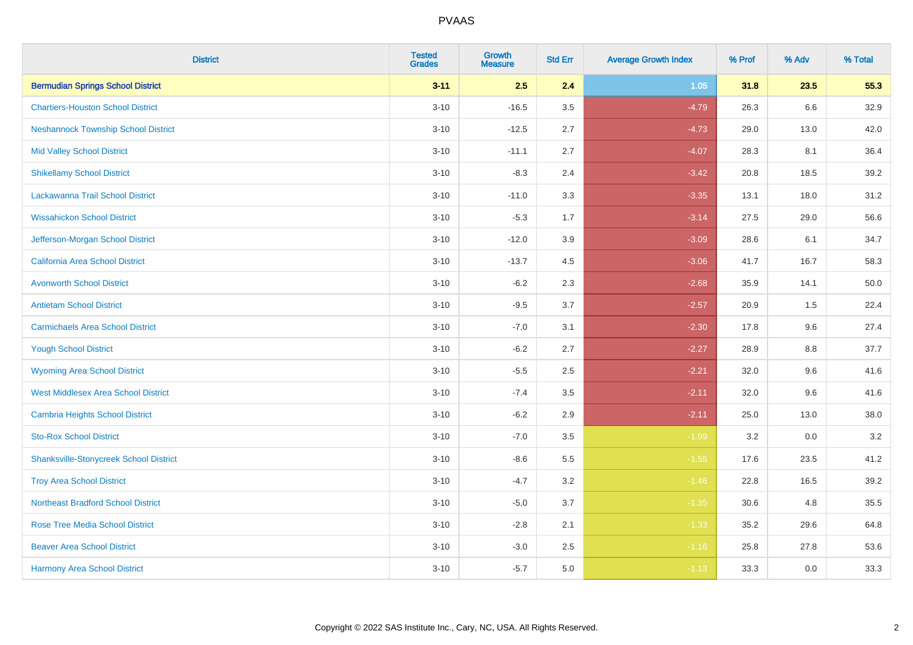| District | Tested Grades | Growth Measure | Std Err | Average Growth Index | % Prof | % Adv | % Total |
|---|---|---|---|---|---|---|---|
| **Bermudian Springs School District** | **3-11** | **2.5** | **2.4** | **1.05** | **31.8** | **23.5** | **55.3** |
| Chartiers-Houston School District | 3-10 | -16.5 | 3.5 | -4.79 | 26.3 | 6.6 | 32.9 |
| Neshannock Township School District | 3-10 | -12.5 | 2.7 | -4.73 | 29.0 | 13.0 | 42.0 |
| Mid Valley School District | 3-10 | -11.1 | 2.7 | -4.07 | 28.3 | 8.1 | 36.4 |
| Shikellamy School District | 3-10 | -8.3 | 2.4 | -3.42 | 20.8 | 18.5 | 39.2 |
| Lackawanna Trail School District | 3-10 | -11.0 | 3.3 | -3.35 | 13.1 | 18.0 | 31.2 |
| Wissahickon School District | 3-10 | -5.3 | 1.7 | -3.14 | 27.5 | 29.0 | 56.6 |
| Jefferson-Morgan School District | 3-10 | -12.0 | 3.9 | -3.09 | 28.6 | 6.1 | 34.7 |
| California Area School District | 3-10 | -13.7 | 4.5 | -3.06 | 41.7 | 16.7 | 58.3 |
| Avonworth School District | 3-10 | -6.2 | 2.3 | -2.68 | 35.9 | 14.1 | 50.0 |
| Antietam School District | 3-10 | -9.5 | 3.7 | -2.57 | 20.9 | 1.5 | 22.4 |
| Carmichaels Area School District | 3-10 | -7.0 | 3.1 | -2.30 | 17.8 | 9.6 | 27.4 |
| Yough School District | 3-10 | -6.2 | 2.7 | -2.27 | 28.9 | 8.8 | 37.7 |
| Wyoming Area School District | 3-10 | -5.5 | 2.5 | -2.21 | 32.0 | 9.6 | 41.6 |
| West Middlesex Area School District | 3-10 | -7.4 | 3.5 | -2.11 | 32.0 | 9.6 | 41.6 |
| Cambria Heights School District | 3-10 | -6.2 | 2.9 | -2.11 | 25.0 | 13.0 | 38.0 |
| Sto-Rox School District | 3-10 | -7.0 | 3.5 | -1.99 | 3.2 | 0.0 | 3.2 |
| Shanksville-Stonycreek School District | 3-10 | -8.6 | 5.5 | -1.55 | 17.6 | 23.5 | 41.2 |
| Troy Area School District | 3-10 | -4.7 | 3.2 | -1.46 | 22.8 | 16.5 | 39.2 |
| Northeast Bradford School District | 3-10 | -5.0 | 3.7 | -1.35 | 30.6 | 4.8 | 35.5 |
| Rose Tree Media School District | 3-10 | -2.8 | 2.1 | -1.33 | 35.2 | 29.6 | 64.8 |
| Beaver Area School District | 3-10 | -3.0 | 2.5 | -1.16 | 25.8 | 27.8 | 53.6 |
| Harmony Area School District | 3-10 | -5.7 | 5.0 | -1.13 | 33.3 | 0.0 | 33.3 |

Copyright © 2022 SAS Institute Inc., Cary, NC, USA. All Rights Reserved.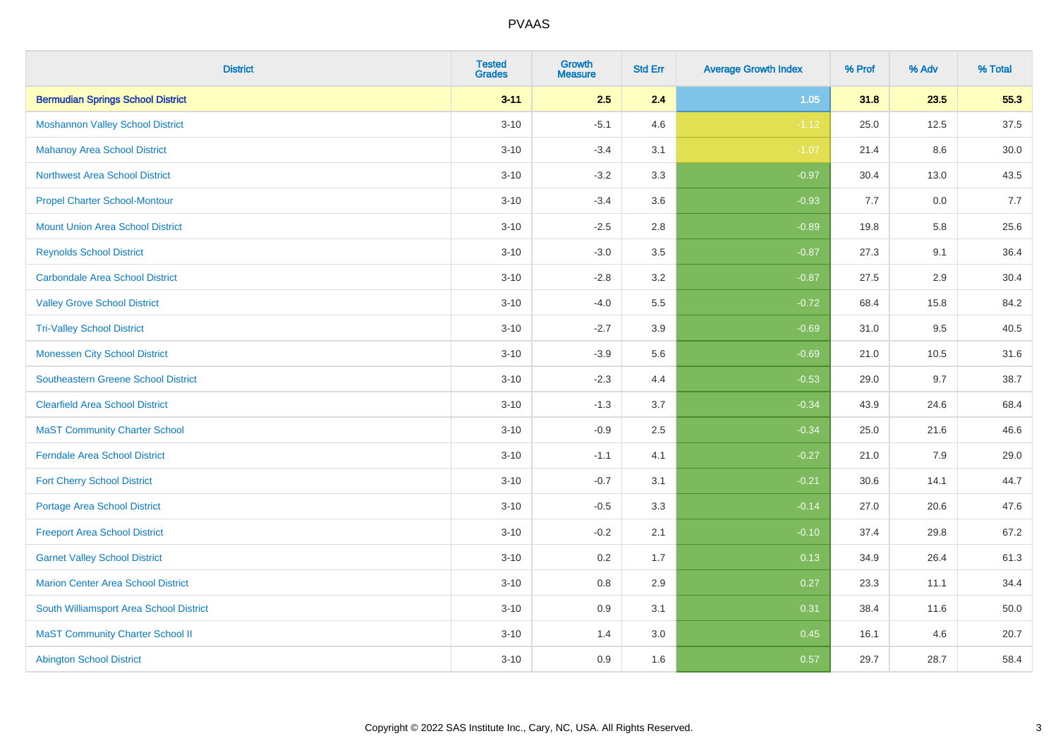# PVAAS

| District | Tested Grades | Growth Measure | Std Err | Average Growth Index | % Prof | % Adv | % Total |
|---|---|---|---|---|---|---|---|
| **Bermudian Springs School District** | **3-11** | **2.5** | **2.4** | **1.05** | **31.8** | **23.5** | **55.3** |
| Moshannon Valley School District | 3-10 | -5.1 | 4.6 | -1.12 | 25.0 | 12.5 | 37.5 |
| Mahanoy Area School District | 3-10 | -3.4 | 3.1 | -1.07 | 21.4 | 8.6 | 30.0 |
| Northwest Area School District | 3-10 | -3.2 | 3.3 | -0.97 | 30.4 | 13.0 | 43.5 |
| Propel Charter School-Montour | 3-10 | -3.4 | 3.6 | -0.93 | 7.7 | 0.0 | 7.7 |
| Mount Union Area School District | 3-10 | -2.5 | 2.8 | -0.89 | 19.8 | 5.8 | 25.6 |
| Reynolds School District | 3-10 | -3.0 | 3.5 | -0.87 | 27.3 | 9.1 | 36.4 |
| Carbondale Area School District | 3-10 | -2.8 | 3.2 | -0.87 | 27.5 | 2.9 | 30.4 |
| Valley Grove School District | 3-10 | -4.0 | 5.5 | -0.72 | 68.4 | 15.8 | 84.2 |
| Tri-Valley School District | 3-10 | -2.7 | 3.9 | -0.69 | 31.0 | 9.5 | 40.5 |
| Monessen City School District | 3-10 | -3.9 | 5.6 | -0.69 | 21.0 | 10.5 | 31.6 |
| Southeastern Greene School District | 3-10 | -2.3 | 4.4 | -0.53 | 29.0 | 9.7 | 38.7 |
| Clearfield Area School District | 3-10 | -1.3 | 3.7 | -0.34 | 43.9 | 24.6 | 68.4 |
| MaST Community Charter School | 3-10 | -0.9 | 2.5 | -0.34 | 25.0 | 21.6 | 46.6 |
| Ferndale Area School District | 3-10 | -1.1 | 4.1 | -0.27 | 21.0 | 7.9 | 29.0 |
| Fort Cherry School District | 3-10 | -0.7 | 3.1 | -0.21 | 30.6 | 14.1 | 44.7 |
| Portage Area School District | 3-10 | -0.5 | 3.3 | -0.14 | 27.0 | 20.6 | 47.6 |
| Freeport Area School District | 3-10 | -0.2 | 2.1 | -0.10 | 37.4 | 29.8 | 67.2 |
| Garnet Valley School District | 3-10 | 0.2 | 1.7 | 0.13 | 34.9 | 26.4 | 61.3 |
| Marion Center Area School District | 3-10 | 0.8 | 2.9 | 0.27 | 23.3 | 11.1 | 34.4 |
| South Williamsport Area School District | 3-10 | 0.9 | 3.1 | 0.31 | 38.4 | 11.6 | 50.0 |
| MaST Community Charter School II | 3-10 | 1.4 | 3.0 | 0.45 | 16.1 | 4.6 | 20.7 |
| Abington School District | 3-10 | 0.9 | 1.6 | 0.57 | 29.7 | 28.7 | 58.4 |

Copyright © 2022 SAS Institute Inc., Cary, NC, USA. All Rights Reserved.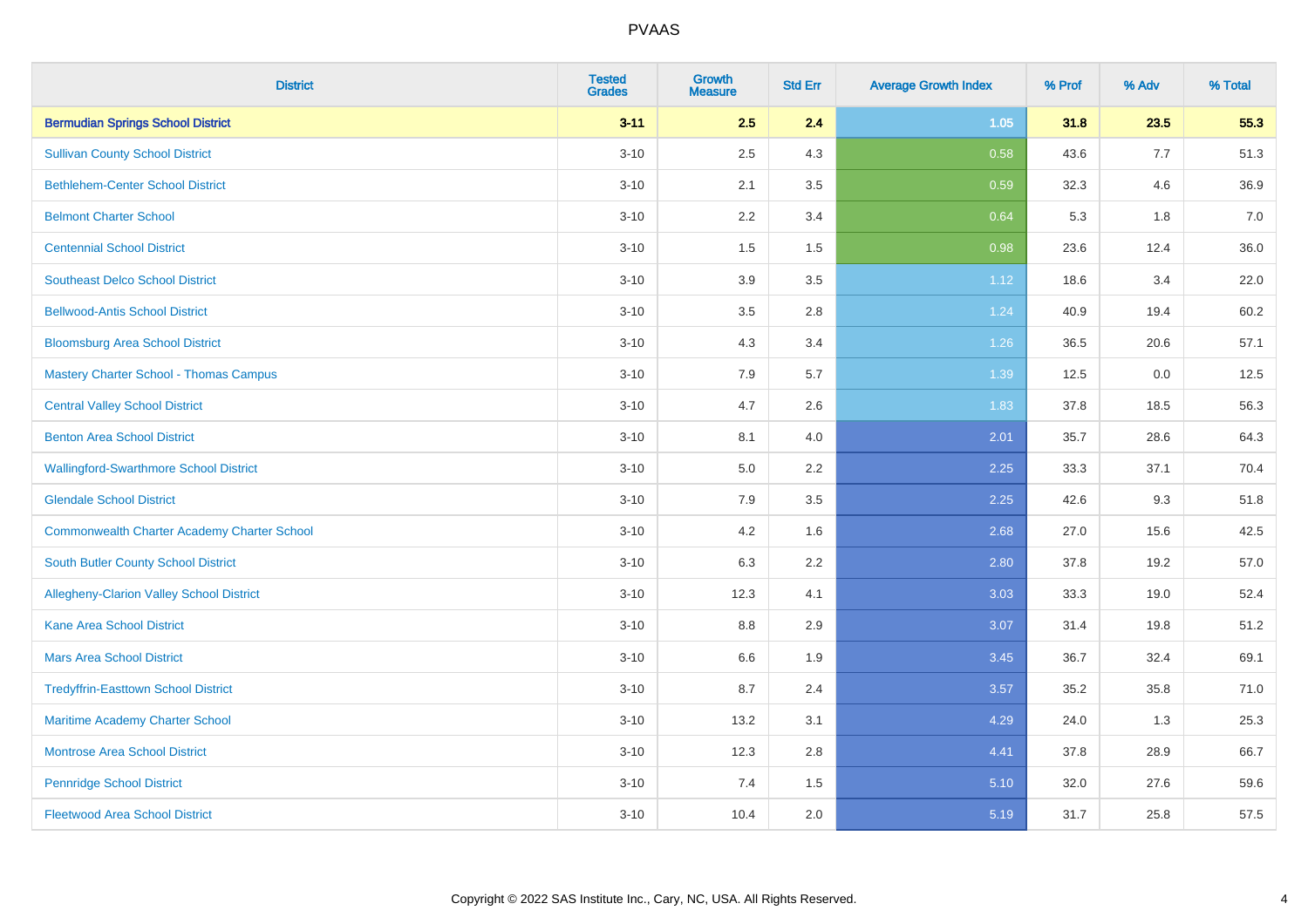| District | Tested Grades | Growth Measure | Std Err | Average Growth Index | % Prof | % Adv | % Total |
|---|---|---|---|---|---|---|---|
| **Bermudian Springs School District** | **3-11** | **2.5** | **2.4** | **1.05** | **31.8** | **23.5** | **55.3** |
| Sullivan County School District | 3-10 | 2.5 | 4.3 | 0.58 | 43.6 | 7.7 | 51.3 |
| Bethlehem-Center School District | 3-10 | 2.1 | 3.5 | 0.59 | 32.3 | 4.6 | 36.9 |
| Belmont Charter School | 3-10 | 2.2 | 3.4 | 0.64 | 5.3 | 1.8 | 7.0 |
| Centennial School District | 3-10 | 1.5 | 1.5 | 0.98 | 23.6 | 12.4 | 36.0 |
| Southeast Delco School District | 3-10 | 3.9 | 3.5 | 1.12 | 18.6 | 3.4 | 22.0 |
| Bellwood-Antis School District | 3-10 | 3.5 | 2.8 | 1.24 | 40.9 | 19.4 | 60.2 |
| Bloomsburg Area School District | 3-10 | 4.3 | 3.4 | 1.26 | 36.5 | 20.6 | 57.1 |
| Mastery Charter School - Thomas Campus | 3-10 | 7.9 | 5.7 | 1.39 | 12.5 | 0.0 | 12.5 |
| Central Valley School District | 3-10 | 4.7 | 2.6 | 1.83 | 37.8 | 18.5 | 56.3 |
| Benton Area School District | 3-10 | 8.1 | 4.0 | 2.01 | 35.7 | 28.6 | 64.3 |
| Wallingford-Swarthmore School District | 3-10 | 5.0 | 2.2 | 2.25 | 33.3 | 37.1 | 70.4 |
| Glendale School District | 3-10 | 7.9 | 3.5 | 2.25 | 42.6 | 9.3 | 51.8 |
| Commonwealth Charter Academy Charter School | 3-10 | 4.2 | 1.6 | 2.68 | 27.0 | 15.6 | 42.5 |
| South Butler County School District | 3-10 | 6.3 | 2.2 | 2.80 | 37.8 | 19.2 | 57.0 |
| Allegheny-Clarion Valley School District | 3-10 | 12.3 | 4.1 | 3.03 | 33.3 | 19.0 | 52.4 |
| Kane Area School District | 3-10 | 8.8 | 2.9 | 3.07 | 31.4 | 19.8 | 51.2 |
| Mars Area School District | 3-10 | 6.6 | 1.9 | 3.45 | 36.7 | 32.4 | 69.1 |
| Tredyffrin-Easttown School District | 3-10 | 8.7 | 2.4 | 3.57 | 35.2 | 35.8 | 71.0 |
| Maritime Academy Charter School | 3-10 | 13.2 | 3.1 | 4.29 | 24.0 | 1.3 | 25.3 |
| Montrose Area School District | 3-10 | 12.3 | 2.8 | 4.41 | 37.8 | 28.9 | 66.7 |
| Pennridge School District | 3-10 | 7.4 | 1.5 | 5.10 | 32.0 | 27.6 | 59.6 |
| Fleetwood Area School District | 3-10 | 10.4 | 2.0 | 5.19 | 31.7 | 25.8 | 57.5 |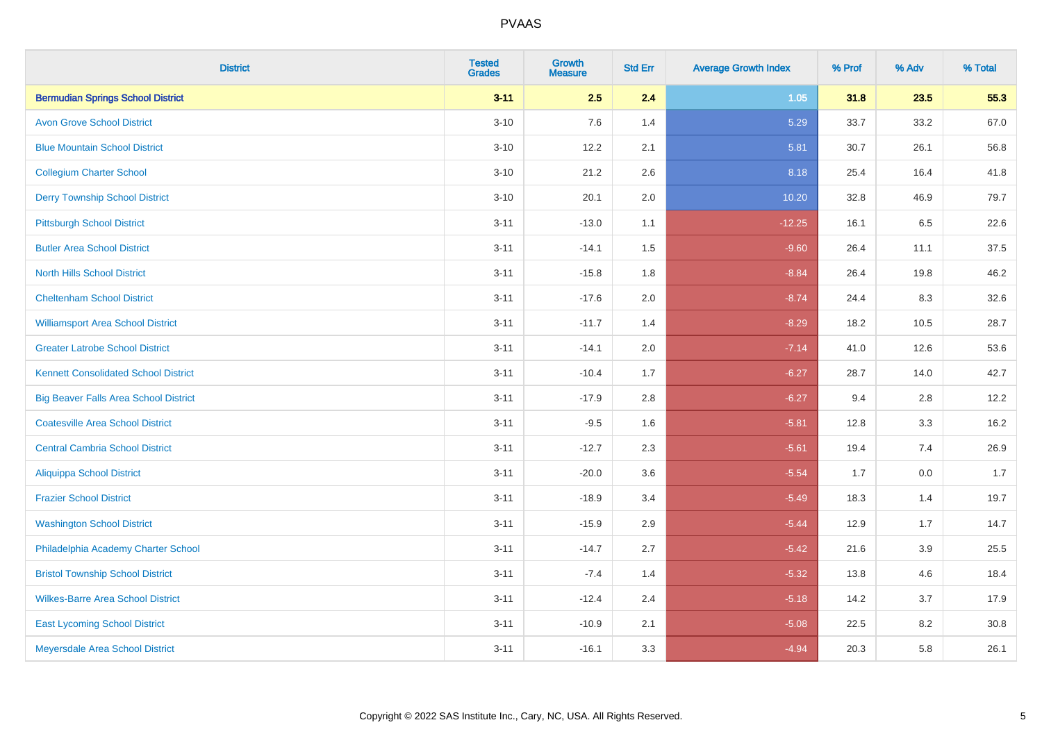PVAAS

| District | Tested Grades | Growth Measure | Std Err | Average Growth Index | % Prof | % Adv | % Total |
|---|---|---|---|---|---|---|---|
| **Bermudian Springs School District** | **3-11** | **2.5** | **2.4** | **1.05** | **31.8** | **23.5** | **55.3** |
| Avon Grove School District | 3-10 | 7.6 | 1.4 | 5.29 | 33.7 | 33.2 | 67.0 |
| Blue Mountain School District | 3-10 | 12.2 | 2.1 | 5.81 | 30.7 | 26.1 | 56.8 |
| Collegium Charter School | 3-10 | 21.2 | 2.6 | 8.18 | 25.4 | 16.4 | 41.8 |
| Derry Township School District | 3-10 | 20.1 | 2.0 | 10.20 | 32.8 | 46.9 | 79.7 |
| Pittsburgh School District | 3-11 | -13.0 | 1.1 | -12.25 | 16.1 | 6.5 | 22.6 |
| Butler Area School District | 3-11 | -14.1 | 1.5 | -9.60 | 26.4 | 11.1 | 37.5 |
| North Hills School District | 3-11 | -15.8 | 1.8 | -8.84 | 26.4 | 19.8 | 46.2 |
| Cheltenham School District | 3-11 | -17.6 | 2.0 | -8.74 | 24.4 | 8.3 | 32.6 |
| Williamsport Area School District | 3-11 | -11.7 | 1.4 | -8.29 | 18.2 | 10.5 | 28.7 |
| Greater Latrobe School District | 3-11 | -14.1 | 2.0 | -7.14 | 41.0 | 12.6 | 53.6 |
| Kennett Consolidated School District | 3-11 | -10.4 | 1.7 | -6.27 | 28.7 | 14.0 | 42.7 |
| Big Beaver Falls Area School District | 3-11 | -17.9 | 2.8 | -6.27 | 9.4 | 2.8 | 12.2 |
| Coatesville Area School District | 3-11 | -9.5 | 1.6 | -5.81 | 12.8 | 3.3 | 16.2 |
| Central Cambria School District | 3-11 | -12.7 | 2.3 | -5.61 | 19.4 | 7.4 | 26.9 |
| Aliquippa School District | 3-11 | -20.0 | 3.6 | -5.54 | 1.7 | 0.0 | 1.7 |
| Frazier School District | 3-11 | -18.9 | 3.4 | -5.49 | 18.3 | 1.4 | 19.7 |
| Washington School District | 3-11 | -15.9 | 2.9 | -5.44 | 12.9 | 1.7 | 14.7 |
| Philadelphia Academy Charter School | 3-11 | -14.7 | 2.7 | -5.42 | 21.6 | 3.9 | 25.5 |
| Bristol Township School District | 3-11 | -7.4 | 1.4 | -5.32 | 13.8 | 4.6 | 18.4 |
| Wilkes-Barre Area School District | 3-11 | -12.4 | 2.4 | -5.18 | 14.2 | 3.7 | 17.9 |
| East Lycoming School District | 3-11 | -10.9 | 2.1 | -5.08 | 22.5 | 8.2 | 30.8 |
| Meyersdale Area School District | 3-11 | -16.1 | 3.3 | -4.94 | 20.3 | 5.8 | 26.1 |

Copyright © 2022 SAS Institute Inc., Cary, NC, USA. All Rights Reserved.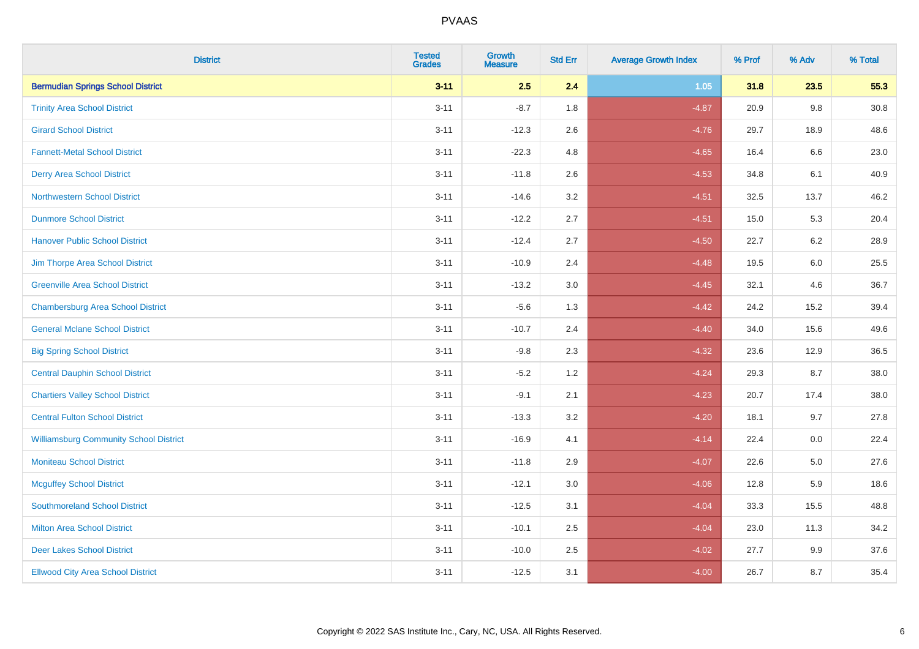# PVAAS

| District | Tested Grades | Growth Measure | Std Err | Average Growth Index | % Prof | % Adv | % Total |
|---|---|---|---|---|---|---|---|
| **Bermudian Springs School District** | **3-11** | **2.5** | **2.4** | **1.05** | **31.8** | **23.5** | **55.3** |
| Trinity Area School District | 3-11 | -8.7 | 1.8 | -4.87 | 20.9 | 9.8 | 30.8 |
| Girard School District | 3-11 | -12.3 | 2.6 | -4.76 | 29.7 | 18.9 | 48.6 |
| Fannett-Metal School District | 3-11 | -22.3 | 4.8 | -4.65 | 16.4 | 6.6 | 23.0 |
| Derry Area School District | 3-11 | -11.8 | 2.6 | -4.53 | 34.8 | 6.1 | 40.9 |
| Northwestern School District | 3-11 | -14.6 | 3.2 | -4.51 | 32.5 | 13.7 | 46.2 |
| Dunmore School District | 3-11 | -12.2 | 2.7 | -4.51 | 15.0 | 5.3 | 20.4 |
| Hanover Public School District | 3-11 | -12.4 | 2.7 | -4.50 | 22.7 | 6.2 | 28.9 |
| Jim Thorpe Area School District | 3-11 | -10.9 | 2.4 | -4.48 | 19.5 | 6.0 | 25.5 |
| Greenville Area School District | 3-11 | -13.2 | 3.0 | -4.45 | 32.1 | 4.6 | 36.7 |
| Chambersburg Area School District | 3-11 | -5.6 | 1.3 | -4.42 | 24.2 | 15.2 | 39.4 |
| General Mclane School District | 3-11 | -10.7 | 2.4 | -4.40 | 34.0 | 15.6 | 49.6 |
| Big Spring School District | 3-11 | -9.8 | 2.3 | -4.32 | 23.6 | 12.9 | 36.5 |
| Central Dauphin School District | 3-11 | -5.2 | 1.2 | -4.24 | 29.3 | 8.7 | 38.0 |
| Chartiers Valley School District | 3-11 | -9.1 | 2.1 | -4.23 | 20.7 | 17.4 | 38.0 |
| Central Fulton School District | 3-11 | -13.3 | 3.2 | -4.20 | 18.1 | 9.7 | 27.8 |
| Williamsburg Community School District | 3-11 | -16.9 | 4.1 | -4.14 | 22.4 | 0.0 | 22.4 |
| Moniteau School District | 3-11 | -11.8 | 2.9 | -4.07 | 22.6 | 5.0 | 27.6 |
| Mcguffey School District | 3-11 | -12.1 | 3.0 | -4.06 | 12.8 | 5.9 | 18.6 |
| Southmoreland School District | 3-11 | -12.5 | 3.1 | -4.04 | 33.3 | 15.5 | 48.8 |
| Milton Area School District | 3-11 | -10.1 | 2.5 | -4.04 | 23.0 | 11.3 | 34.2 |
| Deer Lakes School District | 3-11 | -10.0 | 2.5 | -4.02 | 27.7 | 9.9 | 37.6 |
| Ellwood City Area School District | 3-11 | -12.5 | 3.1 | -4.00 | 26.7 | 8.7 | 35.4 |

Copyright © 2022 SAS Institute Inc., Cary, NC, USA. All Rights Reserved.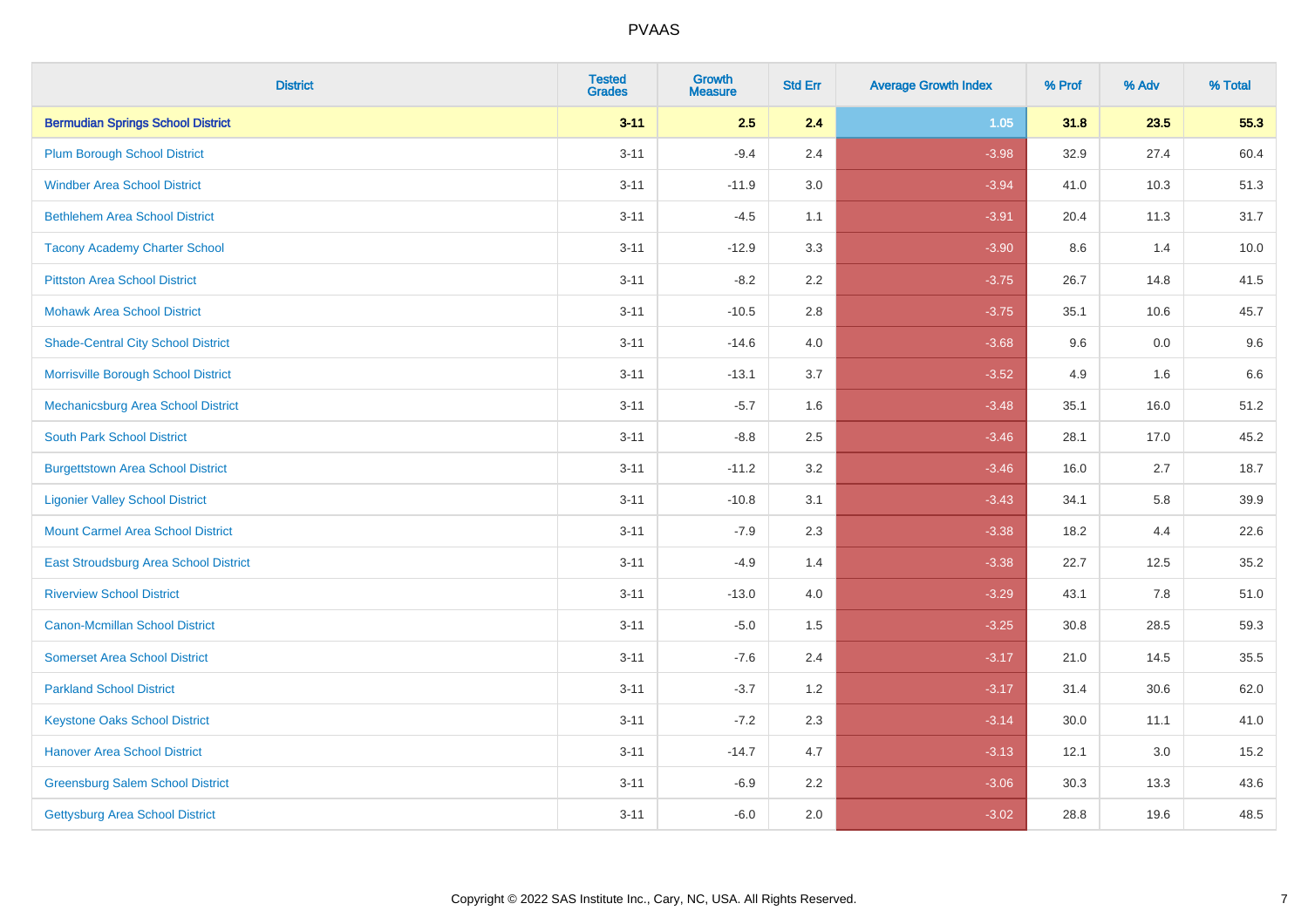PVAAS

| District | Tested Grades | Growth Measure | Std Err | Average Growth Index | % Prof | % Adv | % Total |
|---|---|---|---|---|---|---|---|
| **Bermudian Springs School District** | **3-11** | **2.5** | **2.4** | **1.05** | **31.8** | **23.5** | **55.3** |
| Plum Borough School District | 3-11 | -9.4 | 2.4 | -3.98 | 32.9 | 27.4 | 60.4 |
| Windber Area School District | 3-11 | -11.9 | 3.0 | -3.94 | 41.0 | 10.3 | 51.3 |
| Bethlehem Area School District | 3-11 | -4.5 | 1.1 | -3.91 | 20.4 | 11.3 | 31.7 |
| Tacony Academy Charter School | 3-11 | -12.9 | 3.3 | -3.90 | 8.6 | 1.4 | 10.0 |
| Pittston Area School District | 3-11 | -8.2 | 2.2 | -3.75 | 26.7 | 14.8 | 41.5 |
| Mohawk Area School District | 3-11 | -10.5 | 2.8 | -3.75 | 35.1 | 10.6 | 45.7 |
| Shade-Central City School District | 3-11 | -14.6 | 4.0 | -3.68 | 9.6 | 0.0 | 9.6 |
| Morrisville Borough School District | 3-11 | -13.1 | 3.7 | -3.52 | 4.9 | 1.6 | 6.6 |
| Mechanicsburg Area School District | 3-11 | -5.7 | 1.6 | -3.48 | 35.1 | 16.0 | 51.2 |
| South Park School District | 3-11 | -8.8 | 2.5 | -3.46 | 28.1 | 17.0 | 45.2 |
| Burgettstown Area School District | 3-11 | -11.2 | 3.2 | -3.46 | 16.0 | 2.7 | 18.7 |
| Ligonier Valley School District | 3-11 | -10.8 | 3.1 | -3.43 | 34.1 | 5.8 | 39.9 |
| Mount Carmel Area School District | 3-11 | -7.9 | 2.3 | -3.38 | 18.2 | 4.4 | 22.6 |
| East Stroudsburg Area School District | 3-11 | -4.9 | 1.4 | -3.38 | 22.7 | 12.5 | 35.2 |
| Riverview School District | 3-11 | -13.0 | 4.0 | -3.29 | 43.1 | 7.8 | 51.0 |
| Canon-Mcmillan School District | 3-11 | -5.0 | 1.5 | -3.25 | 30.8 | 28.5 | 59.3 |
| Somerset Area School District | 3-11 | -7.6 | 2.4 | -3.17 | 21.0 | 14.5 | 35.5 |
| Parkland School District | 3-11 | -3.7 | 1.2 | -3.17 | 31.4 | 30.6 | 62.0 |
| Keystone Oaks School District | 3-11 | -7.2 | 2.3 | -3.14 | 30.0 | 11.1 | 41.0 |
| Hanover Area School District | 3-11 | -14.7 | 4.7 | -3.13 | 12.1 | 3.0 | 15.2 |
| Greensburg Salem School District | 3-11 | -6.9 | 2.2 | -3.06 | 30.3 | 13.3 | 43.6 |
| Gettysburg Area School District | 3-11 | -6.0 | 2.0 | -3.02 | 28.8 | 19.6 | 48.5 |

Copyright © 2022 SAS Institute Inc., Cary, NC, USA. All Rights Reserved.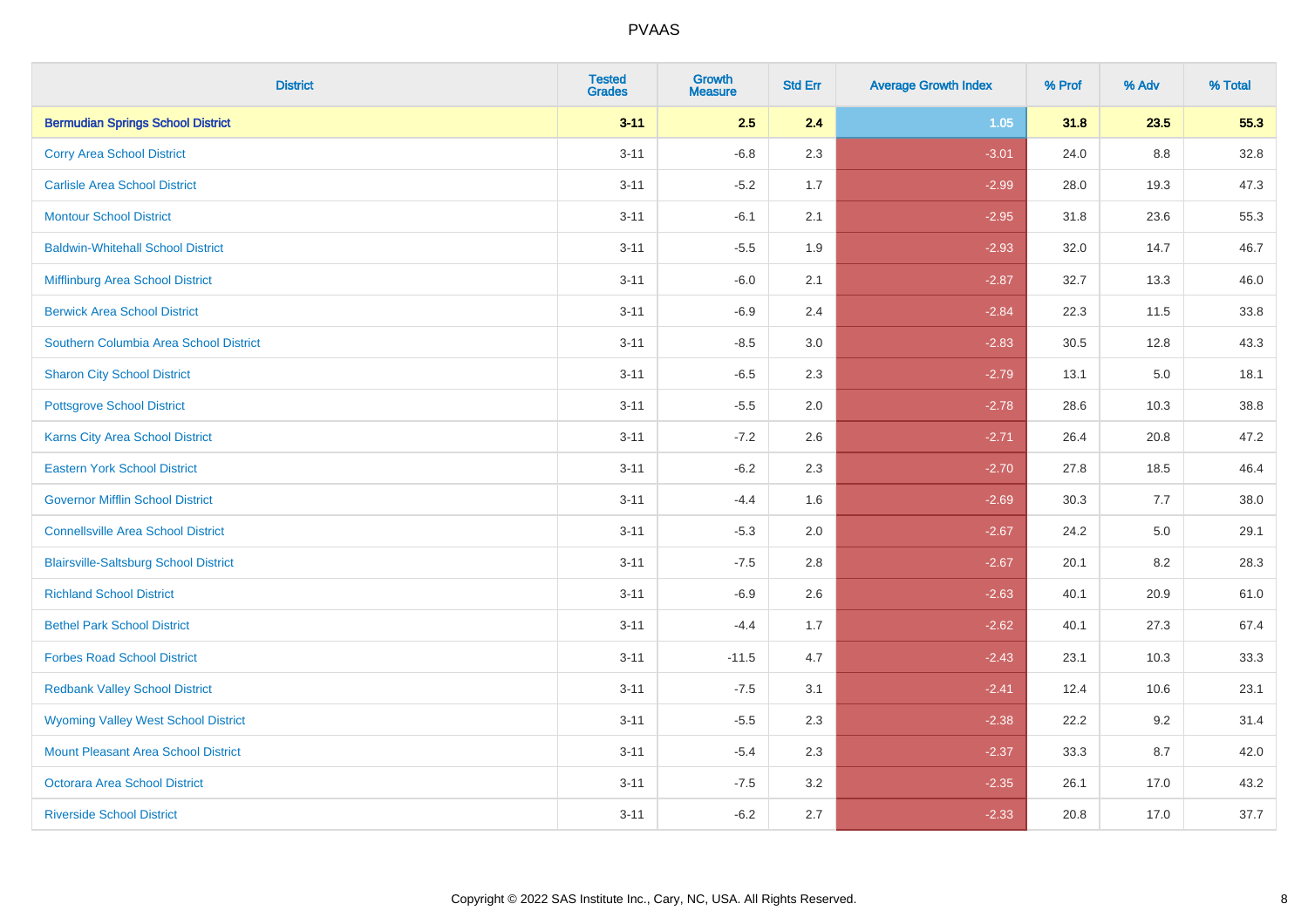# PVAAS

| District | Tested Grades | Growth Measure | Std Err | Average Growth Index | % Prof | % Adv | % Total |
|---|---|---|---|---|---|---|---|
| **Bermudian Springs School District** | **3-11** | **2.5** | **2.4** | **1.05** | **31.8** | **23.5** | **55.3** |
| Corry Area School District | 3-11 | -6.8 | 2.3 | -3.01 | 24.0 | 8.8 | 32.8 |
| Carlisle Area School District | 3-11 | -5.2 | 1.7 | -2.99 | 28.0 | 19.3 | 47.3 |
| Montour School District | 3-11 | -6.1 | 2.1 | -2.95 | 31.8 | 23.6 | 55.3 |
| Baldwin-Whitehall School District | 3-11 | -5.5 | 1.9 | -2.93 | 32.0 | 14.7 | 46.7 |
| Mifflinburg Area School District | 3-11 | -6.0 | 2.1 | -2.87 | 32.7 | 13.3 | 46.0 |
| Berwick Area School District | 3-11 | -6.9 | 2.4 | -2.84 | 22.3 | 11.5 | 33.8 |
| Southern Columbia Area School District | 3-11 | -8.5 | 3.0 | -2.83 | 30.5 | 12.8 | 43.3 |
| Sharon City School District | 3-11 | -6.5 | 2.3 | -2.79 | 13.1 | 5.0 | 18.1 |
| Pottsgrove School District | 3-11 | -5.5 | 2.0 | -2.78 | 28.6 | 10.3 | 38.8 |
| Karns City Area School District | 3-11 | -7.2 | 2.6 | -2.71 | 26.4 | 20.8 | 47.2 |
| Eastern York School District | 3-11 | -6.2 | 2.3 | -2.70 | 27.8 | 18.5 | 46.4 |
| Governor Mifflin School District | 3-11 | -4.4 | 1.6 | -2.69 | 30.3 | 7.7 | 38.0 |
| Connellsville Area School District | 3-11 | -5.3 | 2.0 | -2.67 | 24.2 | 5.0 | 29.1 |
| Blairsville-Saltsburg School District | 3-11 | -7.5 | 2.8 | -2.67 | 20.1 | 8.2 | 28.3 |
| Richland School District | 3-11 | -6.9 | 2.6 | -2.63 | 40.1 | 20.9 | 61.0 |
| Bethel Park School District | 3-11 | -4.4 | 1.7 | -2.62 | 40.1 | 27.3 | 67.4 |
| Forbes Road School District | 3-11 | -11.5 | 4.7 | -2.43 | 23.1 | 10.3 | 33.3 |
| Redbank Valley School District | 3-11 | -7.5 | 3.1 | -2.41 | 12.4 | 10.6 | 23.1 |
| Wyoming Valley West School District | 3-11 | -5.5 | 2.3 | -2.38 | 22.2 | 9.2 | 31.4 |
| Mount Pleasant Area School District | 3-11 | -5.4 | 2.3 | -2.37 | 33.3 | 8.7 | 42.0 |
| Octorara Area School District | 3-11 | -7.5 | 3.2 | -2.35 | 26.1 | 17.0 | 43.2 |
| Riverside School District | 3-11 | -6.2 | 2.7 | -2.33 | 20.8 | 17.0 | 37.7 |

Copyright © 2022 SAS Institute Inc., Cary, NC, USA. All Rights Reserved.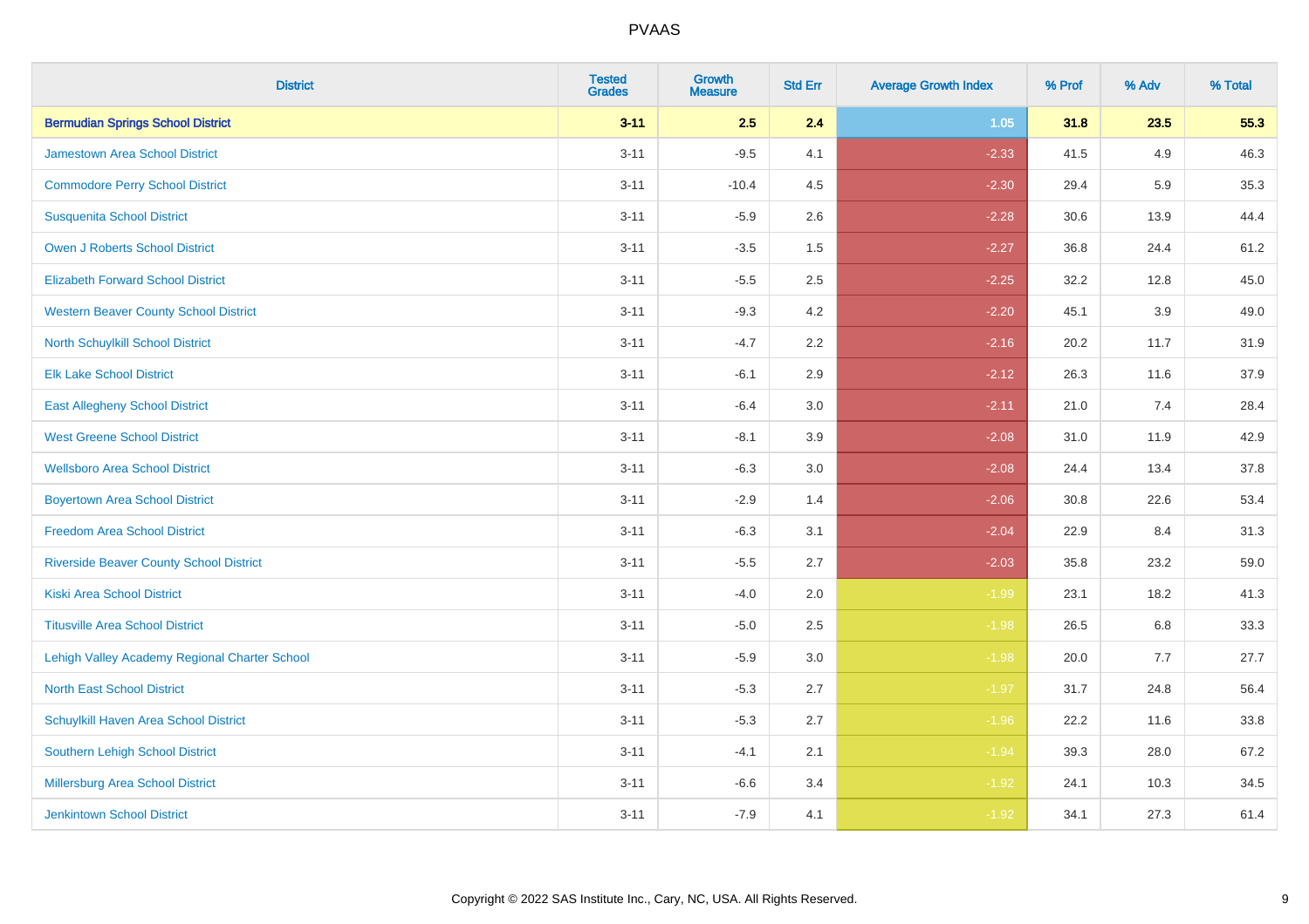# PVAAS

| District | Tested Grades | Growth Measure | Std Err | Average Growth Index | % Prof | % Adv | % Total |
|---|---|---|---|---|---|---|---|
| **Bermudian Springs School District** | **3-11** | **2.5** | **2.4** | **1.05** | **31.8** | **23.5** | **55.3** |
| Jamestown Area School District | 3-11 | -9.5 | 4.1 | -2.33 | 41.5 | 4.9 | 46.3 |
| Commodore Perry School District | 3-11 | -10.4 | 4.5 | -2.30 | 29.4 | 5.9 | 35.3 |
| Susquenita School District | 3-11 | -5.9 | 2.6 | -2.28 | 30.6 | 13.9 | 44.4 |
| Owen J Roberts School District | 3-11 | -3.5 | 1.5 | -2.27 | 36.8 | 24.4 | 61.2 |
| Elizabeth Forward School District | 3-11 | -5.5 | 2.5 | -2.25 | 32.2 | 12.8 | 45.0 |
| Western Beaver County School District | 3-11 | -9.3 | 4.2 | -2.20 | 45.1 | 3.9 | 49.0 |
| North Schuylkill School District | 3-11 | -4.7 | 2.2 | -2.16 | 20.2 | 11.7 | 31.9 |
| Elk Lake School District | 3-11 | -6.1 | 2.9 | -2.12 | 26.3 | 11.6 | 37.9 |
| East Allegheny School District | 3-11 | -6.4 | 3.0 | -2.11 | 21.0 | 7.4 | 28.4 |
| West Greene School District | 3-11 | -8.1 | 3.9 | -2.08 | 31.0 | 11.9 | 42.9 |
| Wellsboro Area School District | 3-11 | -6.3 | 3.0 | -2.08 | 24.4 | 13.4 | 37.8 |
| Boyertown Area School District | 3-11 | -2.9 | 1.4 | -2.06 | 30.8 | 22.6 | 53.4 |
| Freedom Area School District | 3-11 | -6.3 | 3.1 | -2.04 | 22.9 | 8.4 | 31.3 |
| Riverside Beaver County School District | 3-11 | -5.5 | 2.7 | -2.03 | 35.8 | 23.2 | 59.0 |
| Kiski Area School District | 3-11 | -4.0 | 2.0 | -1.99 | 23.1 | 18.2 | 41.3 |
| Titusville Area School District | 3-11 | -5.0 | 2.5 | -1.98 | 26.5 | 6.8 | 33.3 |
| Lehigh Valley Academy Regional Charter School | 3-11 | -5.9 | 3.0 | -1.98 | 20.0 | 7.7 | 27.7 |
| North East School District | 3-11 | -5.3 | 2.7 | -1.97 | 31.7 | 24.8 | 56.4 |
| Schuylkill Haven Area School District | 3-11 | -5.3 | 2.7 | -1.96 | 22.2 | 11.6 | 33.8 |
| Southern Lehigh School District | 3-11 | -4.1 | 2.1 | -1.94 | 39.3 | 28.0 | 67.2 |
| Millersburg Area School District | 3-11 | -6.6 | 3.4 | -1.92 | 24.1 | 10.3 | 34.5 |
| Jenkintown School District | 3-11 | -7.9 | 4.1 | -1.92 | 34.1 | 27.3 | 61.4 |

Copyright © 2022 SAS Institute Inc., Cary, NC, USA. All Rights Reserved.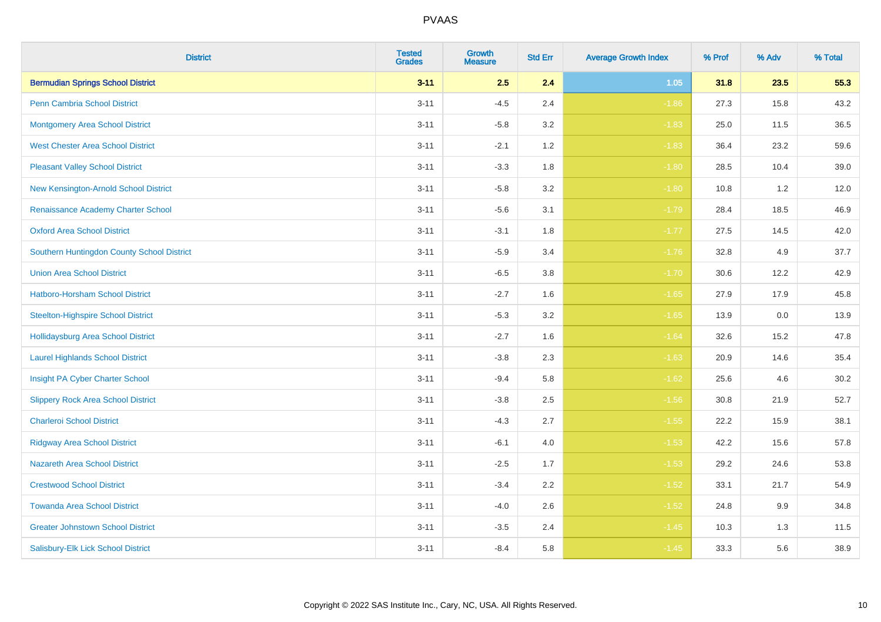| District | Tested Grades | Growth Measure | Std Err | Average Growth Index | % Prof | % Adv | % Total |
|---|---|---|---|---|---|---|---|
| **Bermudian Springs School District** | **3-11** | **2.5** | **2.4** | **1.05** | **31.8** | **23.5** | **55.3** |
| Penn Cambria School District | 3-11 | -4.5 | 2.4 | -1.86 | 27.3 | 15.8 | 43.2 |
| Montgomery Area School District | 3-11 | -5.8 | 3.2 | -1.83 | 25.0 | 11.5 | 36.5 |
| West Chester Area School District | 3-11 | -2.1 | 1.2 | -1.83 | 36.4 | 23.2 | 59.6 |
| Pleasant Valley School District | 3-11 | -3.3 | 1.8 | -1.80 | 28.5 | 10.4 | 39.0 |
| New Kensington-Arnold School District | 3-11 | -5.8 | 3.2 | -1.80 | 10.8 | 1.2 | 12.0 |
| Renaissance Academy Charter School | 3-11 | -5.6 | 3.1 | -1.79 | 28.4 | 18.5 | 46.9 |
| Oxford Area School District | 3-11 | -3.1 | 1.8 | -1.77 | 27.5 | 14.5 | 42.0 |
| Southern Huntingdon County School District | 3-11 | -5.9 | 3.4 | -1.76 | 32.8 | 4.9 | 37.7 |
| Union Area School District | 3-11 | -6.5 | 3.8 | -1.70 | 30.6 | 12.2 | 42.9 |
| Hatboro-Horsham School District | 3-11 | -2.7 | 1.6 | -1.65 | 27.9 | 17.9 | 45.8 |
| Steelton-Highspire School District | 3-11 | -5.3 | 3.2 | -1.65 | 13.9 | 0.0 | 13.9 |
| Hollidaysburg Area School District | 3-11 | -2.7 | 1.6 | -1.64 | 32.6 | 15.2 | 47.8 |
| Laurel Highlands School District | 3-11 | -3.8 | 2.3 | -1.63 | 20.9 | 14.6 | 35.4 |
| Insight PA Cyber Charter School | 3-11 | -9.4 | 5.8 | -1.62 | 25.6 | 4.6 | 30.2 |
| Slippery Rock Area School District | 3-11 | -3.8 | 2.5 | -1.56 | 30.8 | 21.9 | 52.7 |
| Charleroi School District | 3-11 | -4.3 | 2.7 | -1.55 | 22.2 | 15.9 | 38.1 |
| Ridgway Area School District | 3-11 | -6.1 | 4.0 | -1.53 | 42.2 | 15.6 | 57.8 |
| Nazareth Area School District | 3-11 | -2.5 | 1.7 | -1.53 | 29.2 | 24.6 | 53.8 |
| Crestwood School District | 3-11 | -3.4 | 2.2 | -1.52 | 33.1 | 21.7 | 54.9 |
| Towanda Area School District | 3-11 | -4.0 | 2.6 | -1.52 | 24.8 | 9.9 | 34.8 |
| Greater Johnstown School District | 3-11 | -3.5 | 2.4 | -1.45 | 10.3 | 1.3 | 11.5 |
| Salisbury-Elk Lick School District | 3-11 | -8.4 | 5.8 | -1.45 | 33.3 | 5.6 | 38.9 |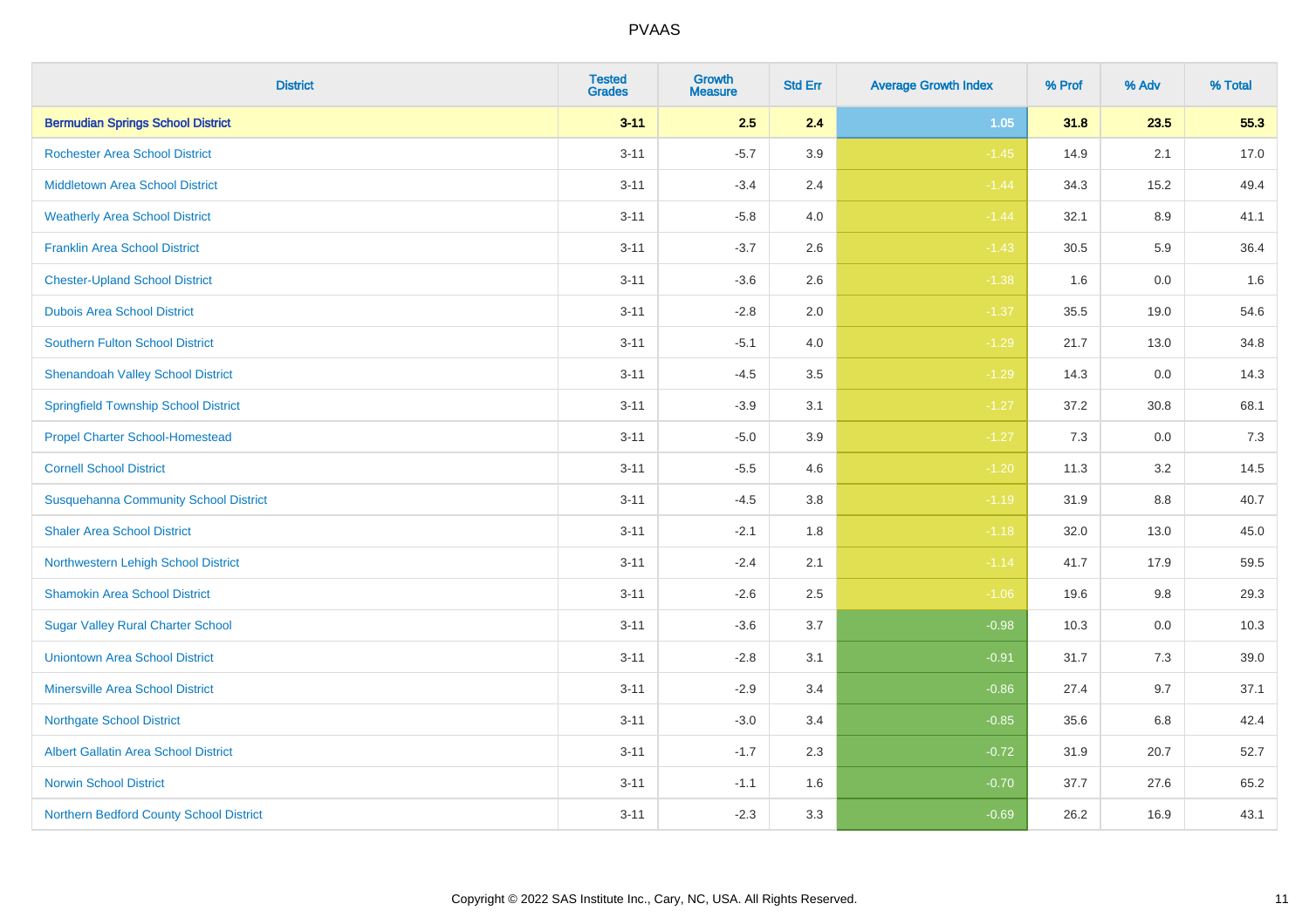| District | Tested Grades | Growth Measure | Std Err | Average Growth Index | % Prof | % Adv | % Total |
|---|---|---|---|---|---|---|---|
| **Bermudian Springs School District** | **3-11** | **2.5** | **2.4** | **1.05** | **31.8** | **23.5** | **55.3** |
| Rochester Area School District | 3-11 | -5.7 | 3.9 | -1.45 | 14.9 | 2.1 | 17.0 |
| Middletown Area School District | 3-11 | -3.4 | 2.4 | -1.44 | 34.3 | 15.2 | 49.4 |
| Weatherly Area School District | 3-11 | -5.8 | 4.0 | -1.44 | 32.1 | 8.9 | 41.1 |
| Franklin Area School District | 3-11 | -3.7 | 2.6 | -1.43 | 30.5 | 5.9 | 36.4 |
| Chester-Upland School District | 3-11 | -3.6 | 2.6 | -1.38 | 1.6 | 0.0 | 1.6 |
| Dubois Area School District | 3-11 | -2.8 | 2.0 | -1.37 | 35.5 | 19.0 | 54.6 |
| Southern Fulton School District | 3-11 | -5.1 | 4.0 | -1.29 | 21.7 | 13.0 | 34.8 |
| Shenandoah Valley School District | 3-11 | -4.5 | 3.5 | -1.29 | 14.3 | 0.0 | 14.3 |
| Springfield Township School District | 3-11 | -3.9 | 3.1 | -1.27 | 37.2 | 30.8 | 68.1 |
| Propel Charter School-Homestead | 3-11 | -5.0 | 3.9 | -1.27 | 7.3 | 0.0 | 7.3 |
| Cornell School District | 3-11 | -5.5 | 4.6 | -1.20 | 11.3 | 3.2 | 14.5 |
| Susquehanna Community School District | 3-11 | -4.5 | 3.8 | -1.19 | 31.9 | 8.8 | 40.7 |
| Shaler Area School District | 3-11 | -2.1 | 1.8 | -1.18 | 32.0 | 13.0 | 45.0 |
| Northwestern Lehigh School District | 3-11 | -2.4 | 2.1 | -1.14 | 41.7 | 17.9 | 59.5 |
| Shamokin Area School District | 3-11 | -2.6 | 2.5 | -1.06 | 19.6 | 9.8 | 29.3 |
| Sugar Valley Rural Charter School | 3-11 | -3.6 | 3.7 | -0.98 | 10.3 | 0.0 | 10.3 |
| Uniontown Area School District | 3-11 | -2.8 | 3.1 | -0.91 | 31.7 | 7.3 | 39.0 |
| Minersville Area School District | 3-11 | -2.9 | 3.4 | -0.86 | 27.4 | 9.7 | 37.1 |
| Northgate School District | 3-11 | -3.0 | 3.4 | -0.85 | 35.6 | 6.8 | 42.4 |
| Albert Gallatin Area School District | 3-11 | -1.7 | 2.3 | -0.72 | 31.9 | 20.7 | 52.7 |
| Norwin School District | 3-11 | -1.1 | 1.6 | -0.70 | 37.7 | 27.6 | 65.2 |
| Northern Bedford County School District | 3-11 | -2.3 | 3.3 | -0.69 | 26.2 | 16.9 | 43.1 |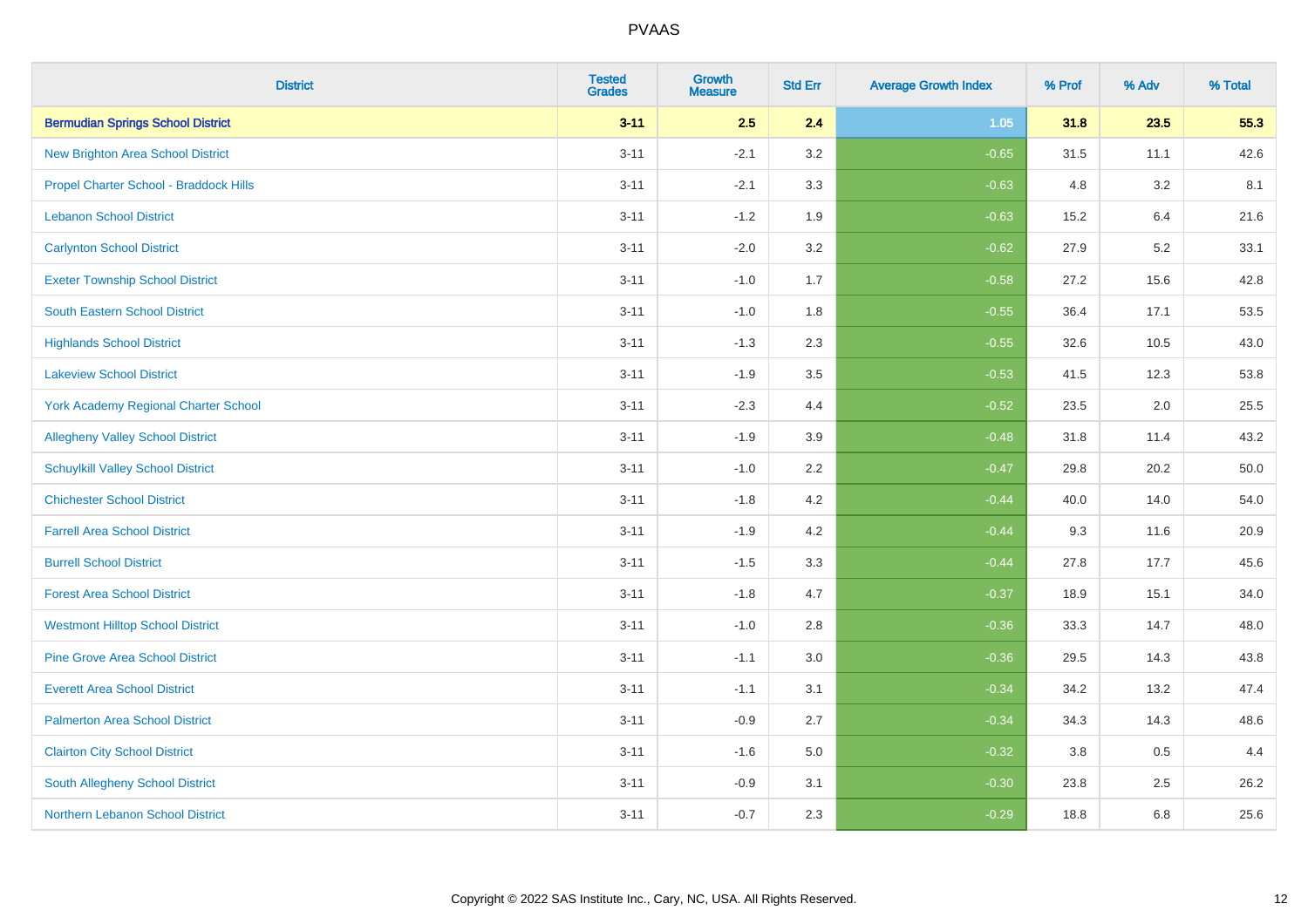| District | Tested Grades | Growth Measure | Std Err | Average Growth Index | % Prof | % Adv | % Total |
|---|---|---|---|---|---|---|---|
| **Bermudian Springs School District** | **3-11** | **2.5** | **2.4** | **1.05** | **31.8** | **23.5** | **55.3** |
| New Brighton Area School District | 3-11 | -2.1 | 3.2 | -0.65 | 31.5 | 11.1 | 42.6 |
| Propel Charter School - Braddock Hills | 3-11 | -2.1 | 3.3 | -0.63 | 4.8 | 3.2 | 8.1 |
| Lebanon School District | 3-11 | -1.2 | 1.9 | -0.63 | 15.2 | 6.4 | 21.6 |
| Carlynton School District | 3-11 | -2.0 | 3.2 | -0.62 | 27.9 | 5.2 | 33.1 |
| Exeter Township School District | 3-11 | -1.0 | 1.7 | -0.58 | 27.2 | 15.6 | 42.8 |
| South Eastern School District | 3-11 | -1.0 | 1.8 | -0.55 | 36.4 | 17.1 | 53.5 |
| Highlands School District | 3-11 | -1.3 | 2.3 | -0.55 | 32.6 | 10.5 | 43.0 |
| Lakeview School District | 3-11 | -1.9 | 3.5 | -0.53 | 41.5 | 12.3 | 53.8 |
| York Academy Regional Charter School | 3-11 | -2.3 | 4.4 | -0.52 | 23.5 | 2.0 | 25.5 |
| Allegheny Valley School District | 3-11 | -1.9 | 3.9 | -0.48 | 31.8 | 11.4 | 43.2 |
| Schuylkill Valley School District | 3-11 | -1.0 | 2.2 | -0.47 | 29.8 | 20.2 | 50.0 |
| Chichester School District | 3-11 | -1.8 | 4.2 | -0.44 | 40.0 | 14.0 | 54.0 |
| Farrell Area School District | 3-11 | -1.9 | 4.2 | -0.44 | 9.3 | 11.6 | 20.9 |
| Burrell School District | 3-11 | -1.5 | 3.3 | -0.44 | 27.8 | 17.7 | 45.6 |
| Forest Area School District | 3-11 | -1.8 | 4.7 | -0.37 | 18.9 | 15.1 | 34.0 |
| Westmont Hilltop School District | 3-11 | -1.0 | 2.8 | -0.36 | 33.3 | 14.7 | 48.0 |
| Pine Grove Area School District | 3-11 | -1.1 | 3.0 | -0.36 | 29.5 | 14.3 | 43.8 |
| Everett Area School District | 3-11 | -1.1 | 3.1 | -0.34 | 34.2 | 13.2 | 47.4 |
| Palmerton Area School District | 3-11 | -0.9 | 2.7 | -0.34 | 34.3 | 14.3 | 48.6 |
| Clairton City School District | 3-11 | -1.6 | 5.0 | -0.32 | 3.8 | 0.5 | 4.4 |
| South Allegheny School District | 3-11 | -0.9 | 3.1 | -0.30 | 23.8 | 2.5 | 26.2 |
| Northern Lebanon School District | 3-11 | -0.7 | 2.3 | -0.29 | 18.8 | 6.8 | 25.6 |

Copyright © 2022 SAS Institute Inc., Cary, NC, USA. All Rights Reserved.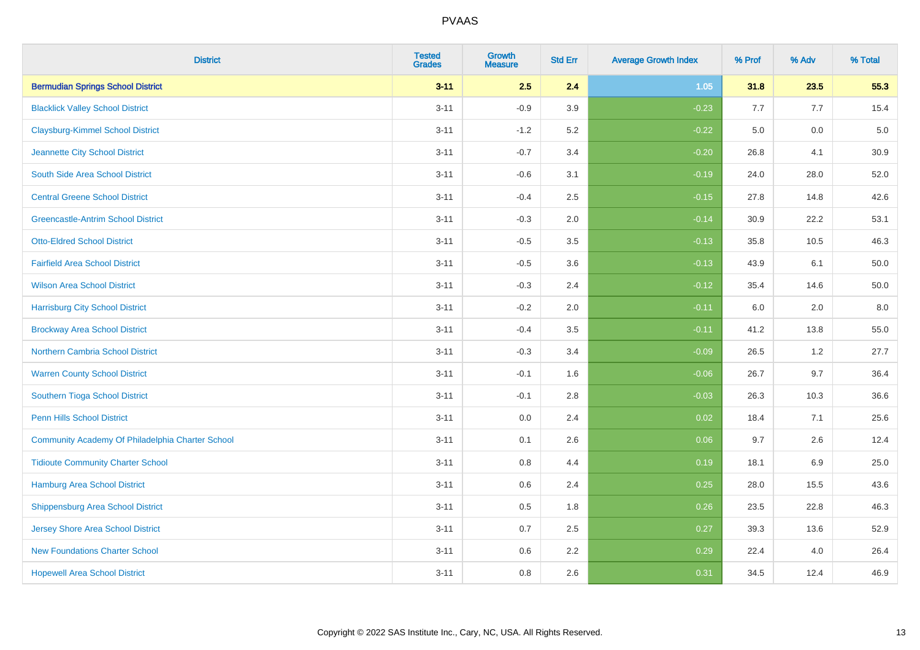PVAAS

| District | Tested Grades | Growth Measure | Std Err | Average Growth Index | % Prof | % Adv | % Total |
|---|---|---|---|---|---|---|---|
| **Bermudian Springs School District** | **3-11** | **2.5** | **2.4** | **1.05** | **31.8** | **23.5** | **55.3** |
| Blacklick Valley School District | 3-11 | -0.9 | 3.9 | -0.23 | 7.7 | 7.7 | 15.4 |
| Claysburg-Kimmel School District | 3-11 | -1.2 | 5.2 | -0.22 | 5.0 | 0.0 | 5.0 |
| Jeannette City School District | 3-11 | -0.7 | 3.4 | -0.20 | 26.8 | 4.1 | 30.9 |
| South Side Area School District | 3-11 | -0.6 | 3.1 | -0.19 | 24.0 | 28.0 | 52.0 |
| Central Greene School District | 3-11 | -0.4 | 2.5 | -0.15 | 27.8 | 14.8 | 42.6 |
| Greencastle-Antrim School District | 3-11 | -0.3 | 2.0 | -0.14 | 30.9 | 22.2 | 53.1 |
| Otto-Eldred School District | 3-11 | -0.5 | 3.5 | -0.13 | 35.8 | 10.5 | 46.3 |
| Fairfield Area School District | 3-11 | -0.5 | 3.6 | -0.13 | 43.9 | 6.1 | 50.0 |
| Wilson Area School District | 3-11 | -0.3 | 2.4 | -0.12 | 35.4 | 14.6 | 50.0 |
| Harrisburg City School District | 3-11 | -0.2 | 2.0 | -0.11 | 6.0 | 2.0 | 8.0 |
| Brockway Area School District | 3-11 | -0.4 | 3.5 | -0.11 | 41.2 | 13.8 | 55.0 |
| Northern Cambria School District | 3-11 | -0.3 | 3.4 | -0.09 | 26.5 | 1.2 | 27.7 |
| Warren County School District | 3-11 | -0.1 | 1.6 | -0.06 | 26.7 | 9.7 | 36.4 |
| Southern Tioga School District | 3-11 | -0.1 | 2.8 | -0.03 | 26.3 | 10.3 | 36.6 |
| Penn Hills School District | 3-11 | 0.0 | 2.4 | 0.02 | 18.4 | 7.1 | 25.6 |
| Community Academy Of Philadelphia Charter School | 3-11 | 0.1 | 2.6 | 0.06 | 9.7 | 2.6 | 12.4 |
| Tidioute Community Charter School | 3-11 | 0.8 | 4.4 | 0.19 | 18.1 | 6.9 | 25.0 |
| Hamburg Area School District | 3-11 | 0.6 | 2.4 | 0.25 | 28.0 | 15.5 | 43.6 |
| Shippensburg Area School District | 3-11 | 0.5 | 1.8 | 0.26 | 23.5 | 22.8 | 46.3 |
| Jersey Shore Area School District | 3-11 | 0.7 | 2.5 | 0.27 | 39.3 | 13.6 | 52.9 |
| New Foundations Charter School | 3-11 | 0.6 | 2.2 | 0.29 | 22.4 | 4.0 | 26.4 |
| Hopewell Area School District | 3-11 | 0.8 | 2.6 | 0.31 | 34.5 | 12.4 | 46.9 |

Copyright © 2022 SAS Institute Inc., Cary, NC, USA. All Rights Reserved.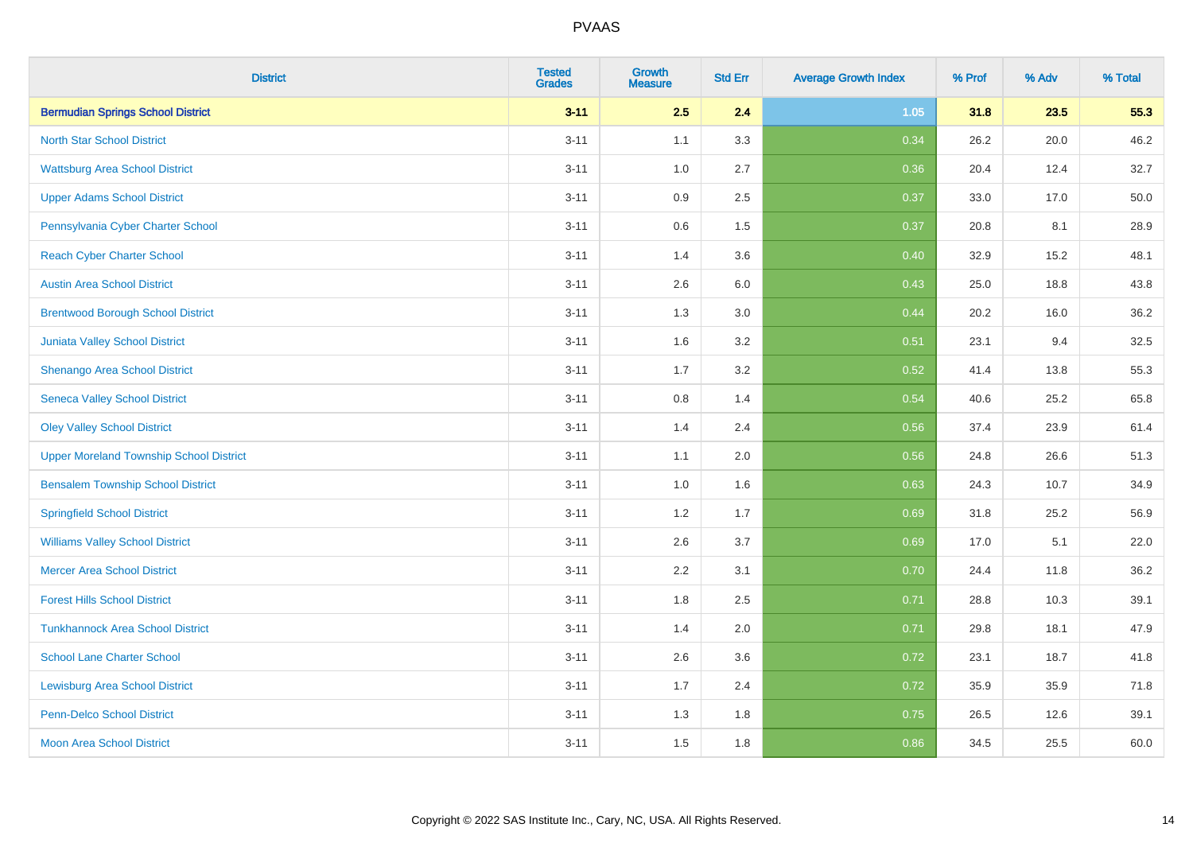| District | Tested Grades | Growth Measure | Std Err | Average Growth Index | % Prof | % Adv | % Total |
|---|---|---|---|---|---|---|---|
| **Bermudian Springs School District** | **3-11** | **2.5** | **2.4** | 1.05 | **31.8** | **23.5** | **55.3** |
| North Star School District | 3-11 | 1.1 | 3.3 | 0.34 | 26.2 | 20.0 | 46.2 |
| Wattsburg Area School District | 3-11 | 1.0 | 2.7 | 0.36 | 20.4 | 12.4 | 32.7 |
| Upper Adams School District | 3-11 | 0.9 | 2.5 | 0.37 | 33.0 | 17.0 | 50.0 |
| Pennsylvania Cyber Charter School | 3-11 | 0.6 | 1.5 | 0.37 | 20.8 | 8.1 | 28.9 |
| Reach Cyber Charter School | 3-11 | 1.4 | 3.6 | 0.40 | 32.9 | 15.2 | 48.1 |
| Austin Area School District | 3-11 | 2.6 | 6.0 | 0.43 | 25.0 | 18.8 | 43.8 |
| Brentwood Borough School District | 3-11 | 1.3 | 3.0 | 0.44 | 20.2 | 16.0 | 36.2 |
| Juniata Valley School District | 3-11 | 1.6 | 3.2 | 0.51 | 23.1 | 9.4 | 32.5 |
| Shenango Area School District | 3-11 | 1.7 | 3.2 | 0.52 | 41.4 | 13.8 | 55.3 |
| Seneca Valley School District | 3-11 | 0.8 | 1.4 | 0.54 | 40.6 | 25.2 | 65.8 |
| Oley Valley School District | 3-11 | 1.4 | 2.4 | 0.56 | 37.4 | 23.9 | 61.4 |
| Upper Moreland Township School District | 3-11 | 1.1 | 2.0 | 0.56 | 24.8 | 26.6 | 51.3 |
| Bensalem Township School District | 3-11 | 1.0 | 1.6 | 0.63 | 24.3 | 10.7 | 34.9 |
| Springfield School District | 3-11 | 1.2 | 1.7 | 0.69 | 31.8 | 25.2 | 56.9 |
| Williams Valley School District | 3-11 | 2.6 | 3.7 | 0.69 | 17.0 | 5.1 | 22.0 |
| Mercer Area School District | 3-11 | 2.2 | 3.1 | 0.70 | 24.4 | 11.8 | 36.2 |
| Forest Hills School District | 3-11 | 1.8 | 2.5 | 0.71 | 28.8 | 10.3 | 39.1 |
| Tunkhannock Area School District | 3-11 | 1.4 | 2.0 | 0.71 | 29.8 | 18.1 | 47.9 |
| School Lane Charter School | 3-11 | 2.6 | 3.6 | 0.72 | 23.1 | 18.7 | 41.8 |
| Lewisburg Area School District | 3-11 | 1.7 | 2.4 | 0.72 | 35.9 | 35.9 | 71.8 |
| Penn-Delco School District | 3-11 | 1.3 | 1.8 | 0.75 | 26.5 | 12.6 | 39.1 |
| Moon Area School District | 3-11 | 1.5 | 1.8 | 0.86 | 34.5 | 25.5 | 60.0 |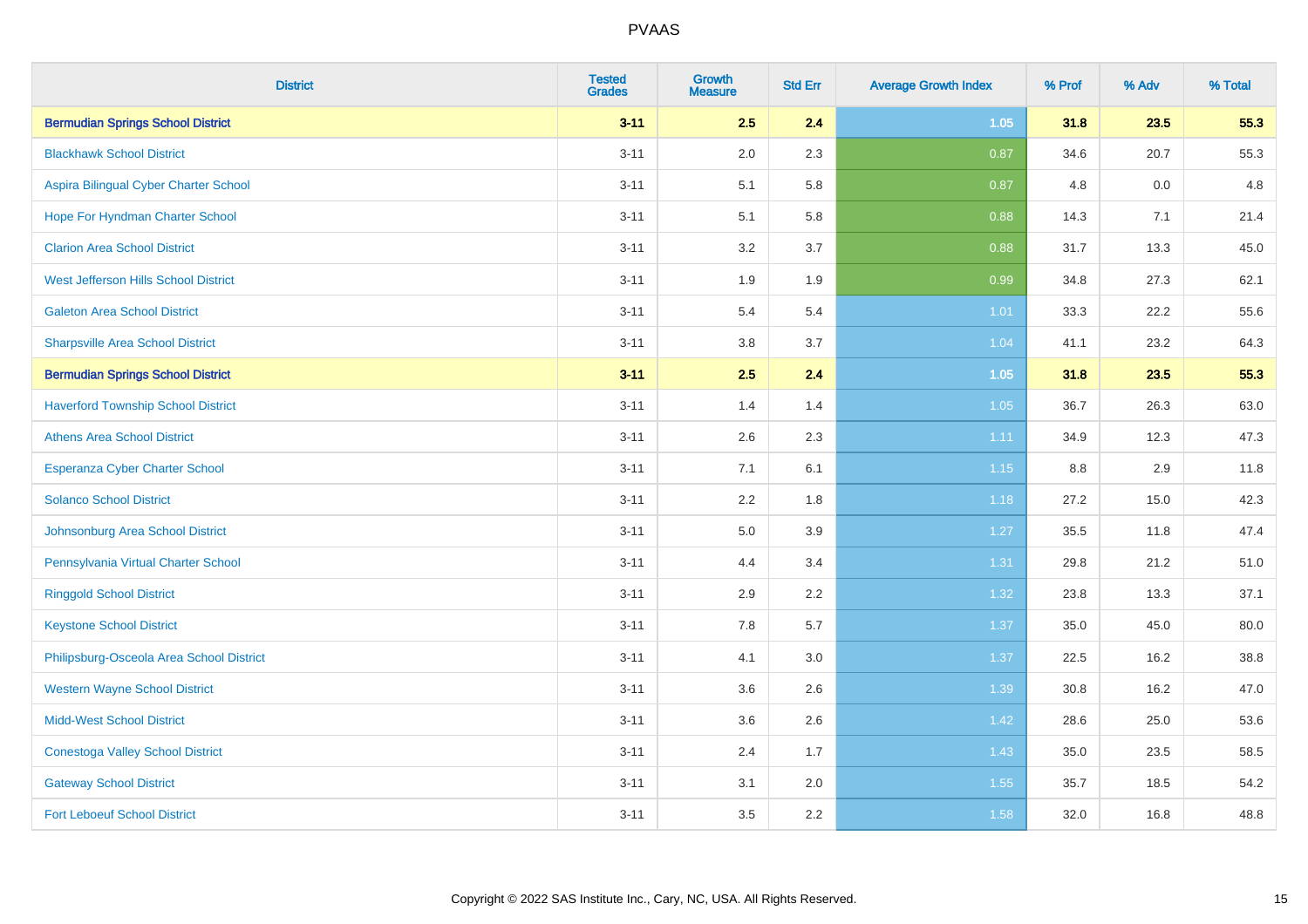PVAAS

| District | Tested Grades | Growth Measure | Std Err | Average Growth Index | % Prof | % Adv | % Total |
|---|---|---|---|---|---|---|---|
| **Bermudian Springs School District** | **3-11** | **2.5** | **2.4** | **1.05** | **31.8** | **23.5** | **55.3** |
| Blackhawk School District | 3-11 | 2.0 | 2.3 | 0.87 | 34.6 | 20.7 | 55.3 |
| Aspira Bilingual Cyber Charter School | 3-11 | 5.1 | 5.8 | 0.87 | 4.8 | 0.0 | 4.8 |
| Hope For Hyndman Charter School | 3-11 | 5.1 | 5.8 | 0.88 | 14.3 | 7.1 | 21.4 |
| Clarion Area School District | 3-11 | 3.2 | 3.7 | 0.88 | 31.7 | 13.3 | 45.0 |
| West Jefferson Hills School District | 3-11 | 1.9 | 1.9 | 0.99 | 34.8 | 27.3 | 62.1 |
| Galeton Area School District | 3-11 | 5.4 | 5.4 | 1.01 | 33.3 | 22.2 | 55.6 |
| Sharpsville Area School District | 3-11 | 3.8 | 3.7 | 1.04 | 41.1 | 23.2 | 64.3 |
| **Bermudian Springs School District** | **3-11** | **2.5** | **2.4** | **1.05** | **31.8** | **23.5** | **55.3** |
| Haverford Township School District | 3-11 | 1.4 | 1.4 | 1.05 | 36.7 | 26.3 | 63.0 |
| Athens Area School District | 3-11 | 2.6 | 2.3 | 1.11 | 34.9 | 12.3 | 47.3 |
| Esperanza Cyber Charter School | 3-11 | 7.1 | 6.1 | 1.15 | 8.8 | 2.9 | 11.8 |
| Solanco School District | 3-11 | 2.2 | 1.8 | 1.18 | 27.2 | 15.0 | 42.3 |
| Johnsonburg Area School District | 3-11 | 5.0 | 3.9 | 1.27 | 35.5 | 11.8 | 47.4 |
| Pennsylvania Virtual Charter School | 3-11 | 4.4 | 3.4 | 1.31 | 29.8 | 21.2 | 51.0 |
| Ringgold School District | 3-11 | 2.9 | 2.2 | 1.32 | 23.8 | 13.3 | 37.1 |
| Keystone School District | 3-11 | 7.8 | 5.7 | 1.37 | 35.0 | 45.0 | 80.0 |
| Philipsburg-Osceola Area School District | 3-11 | 4.1 | 3.0 | 1.37 | 22.5 | 16.2 | 38.8 |
| Western Wayne School District | 3-11 | 3.6 | 2.6 | 1.39 | 30.8 | 16.2 | 47.0 |
| Midd-West School District | 3-11 | 3.6 | 2.6 | 1.42 | 28.6 | 25.0 | 53.6 |
| Conestoga Valley School District | 3-11 | 2.4 | 1.7 | 1.43 | 35.0 | 23.5 | 58.5 |
| Gateway School District | 3-11 | 3.1 | 2.0 | 1.55 | 35.7 | 18.5 | 54.2 |
| Fort Leboeuf School District | 3-11 | 3.5 | 2.2 | 1.58 | 32.0 | 16.8 | 48.8 |

Copyright © 2022 SAS Institute Inc., Cary, NC, USA. All Rights Reserved.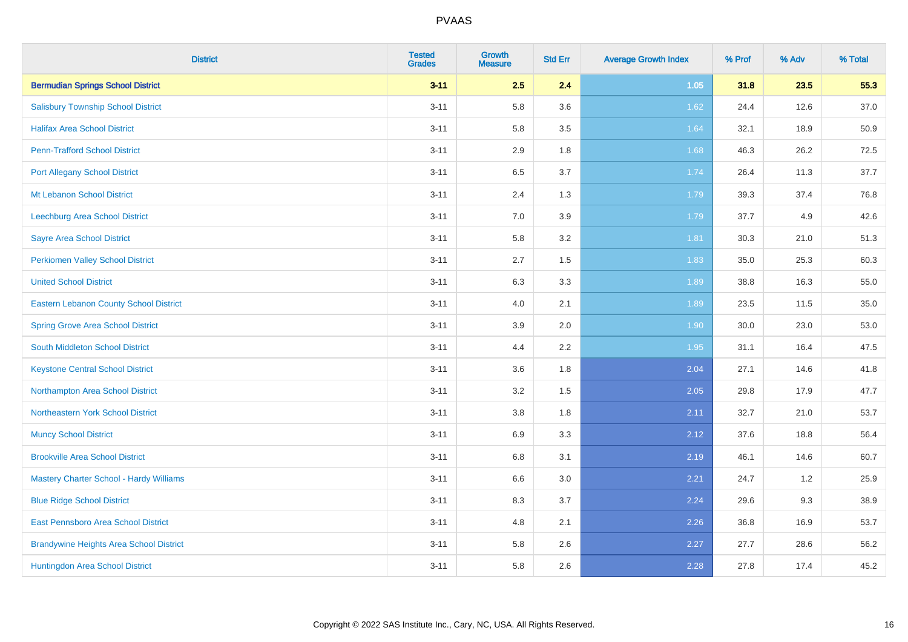| District | Tested Grades | Growth Measure | Std Err | Average Growth Index | % Prof | % Adv | % Total |
|---|---|---|---|---|---|---|---|
| **Bermudian Springs School District** | **3-11** | **2.5** | **2.4** | **1.05** | **31.8** | **23.5** | **55.3** |
| Salisbury Township School District | 3-11 | 5.8 | 3.6 | 1.62 | 24.4 | 12.6 | 37.0 |
| Halifax Area School District | 3-11 | 5.8 | 3.5 | 1.64 | 32.1 | 18.9 | 50.9 |
| Penn-Trafford School District | 3-11 | 2.9 | 1.8 | 1.68 | 46.3 | 26.2 | 72.5 |
| Port Allegany School District | 3-11 | 6.5 | 3.7 | 1.74 | 26.4 | 11.3 | 37.7 |
| Mt Lebanon School District | 3-11 | 2.4 | 1.3 | 1.79 | 39.3 | 37.4 | 76.8 |
| Leechburg Area School District | 3-11 | 7.0 | 3.9 | 1.79 | 37.7 | 4.9 | 42.6 |
| Sayre Area School District | 3-11 | 5.8 | 3.2 | 1.81 | 30.3 | 21.0 | 51.3 |
| Perkiomen Valley School District | 3-11 | 2.7 | 1.5 | 1.83 | 35.0 | 25.3 | 60.3 |
| United School District | 3-11 | 6.3 | 3.3 | 1.89 | 38.8 | 16.3 | 55.0 |
| Eastern Lebanon County School District | 3-11 | 4.0 | 2.1 | 1.89 | 23.5 | 11.5 | 35.0 |
| Spring Grove Area School District | 3-11 | 3.9 | 2.0 | 1.90 | 30.0 | 23.0 | 53.0 |
| South Middleton School District | 3-11 | 4.4 | 2.2 | 1.95 | 31.1 | 16.4 | 47.5 |
| Keystone Central School District | 3-11 | 3.6 | 1.8 | 2.04 | 27.1 | 14.6 | 41.8 |
| Northampton Area School District | 3-11 | 3.2 | 1.5 | 2.05 | 29.8 | 17.9 | 47.7 |
| Northeastern York School District | 3-11 | 3.8 | 1.8 | 2.11 | 32.7 | 21.0 | 53.7 |
| Muncy School District | 3-11 | 6.9 | 3.3 | 2.12 | 37.6 | 18.8 | 56.4 |
| Brookville Area School District | 3-11 | 6.8 | 3.1 | 2.19 | 46.1 | 14.6 | 60.7 |
| Mastery Charter School - Hardy Williams | 3-11 | 6.6 | 3.0 | 2.21 | 24.7 | 1.2 | 25.9 |
| Blue Ridge School District | 3-11 | 8.3 | 3.7 | 2.24 | 29.6 | 9.3 | 38.9 |
| East Pennsboro Area School District | 3-11 | 4.8 | 2.1 | 2.26 | 36.8 | 16.9 | 53.7 |
| Brandywine Heights Area School District | 3-11 | 5.8 | 2.6 | 2.27 | 27.7 | 28.6 | 56.2 |
| Huntingdon Area School District | 3-11 | 5.8 | 2.6 | 2.28 | 27.8 | 17.4 | 45.2 |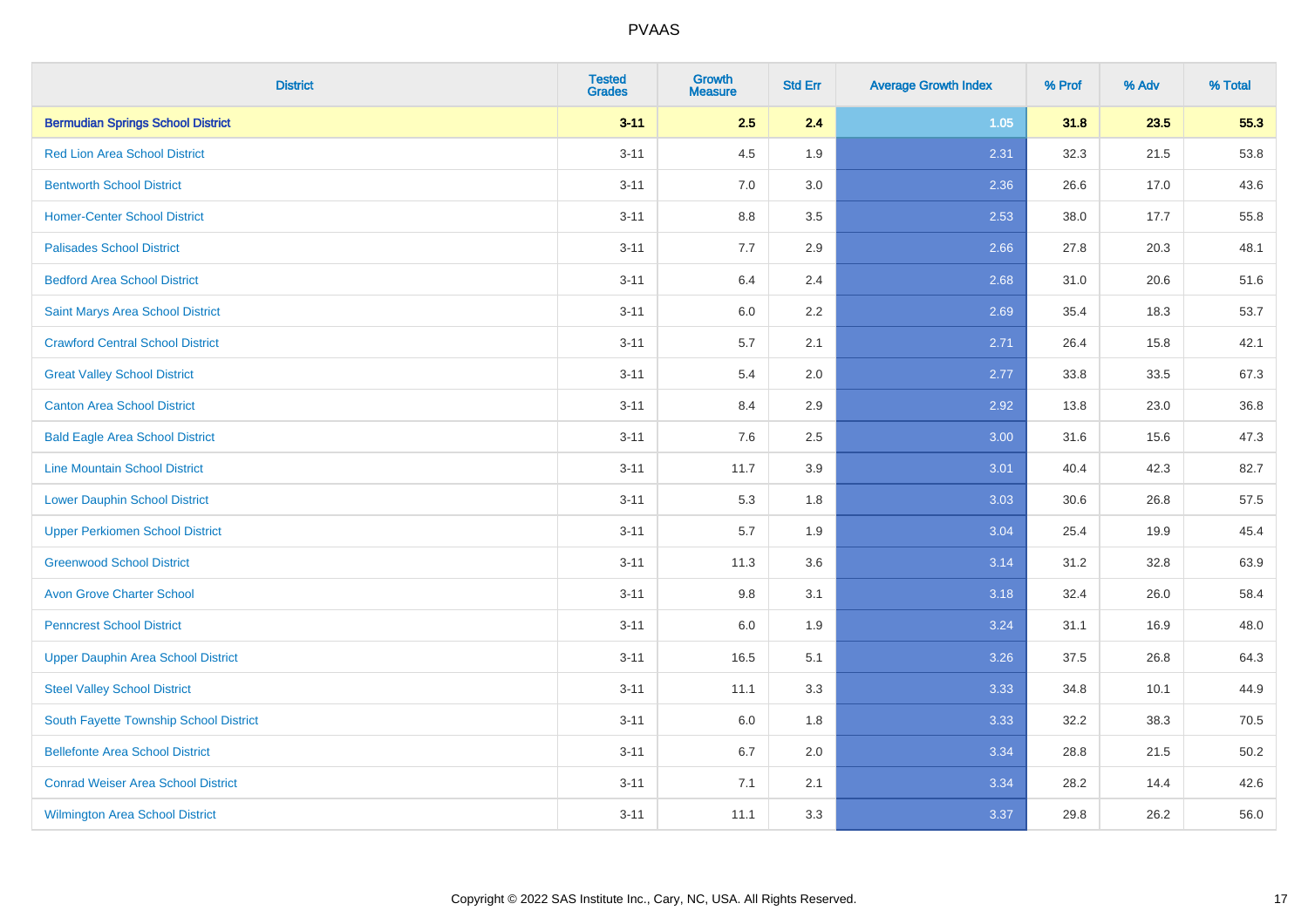| District | Tested Grades | Growth Measure | Std Err | Average Growth Index | % Prof | % Adv | % Total |
|---|---|---|---|---|---|---|---|
| **Bermudian Springs School District** | **3-11** | **2.5** | **2.4** | **1.05** | **31.8** | **23.5** | **55.3** |
| Red Lion Area School District | 3-11 | 4.5 | 1.9 | 2.31 | 32.3 | 21.5 | 53.8 |
| Bentworth School District | 3-11 | 7.0 | 3.0 | 2.36 | 26.6 | 17.0 | 43.6 |
| Homer-Center School District | 3-11 | 8.8 | 3.5 | 2.53 | 38.0 | 17.7 | 55.8 |
| Palisades School District | 3-11 | 7.7 | 2.9 | 2.66 | 27.8 | 20.3 | 48.1 |
| Bedford Area School District | 3-11 | 6.4 | 2.4 | 2.68 | 31.0 | 20.6 | 51.6 |
| Saint Marys Area School District | 3-11 | 6.0 | 2.2 | 2.69 | 35.4 | 18.3 | 53.7 |
| Crawford Central School District | 3-11 | 5.7 | 2.1 | 2.71 | 26.4 | 15.8 | 42.1 |
| Great Valley School District | 3-11 | 5.4 | 2.0 | 2.77 | 33.8 | 33.5 | 67.3 |
| Canton Area School District | 3-11 | 8.4 | 2.9 | 2.92 | 13.8 | 23.0 | 36.8 |
| Bald Eagle Area School District | 3-11 | 7.6 | 2.5 | 3.00 | 31.6 | 15.6 | 47.3 |
| Line Mountain School District | 3-11 | 11.7 | 3.9 | 3.01 | 40.4 | 42.3 | 82.7 |
| Lower Dauphin School District | 3-11 | 5.3 | 1.8 | 3.03 | 30.6 | 26.8 | 57.5 |
| Upper Perkiomen School District | 3-11 | 5.7 | 1.9 | 3.04 | 25.4 | 19.9 | 45.4 |
| Greenwood School District | 3-11 | 11.3 | 3.6 | 3.14 | 31.2 | 32.8 | 63.9 |
| Avon Grove Charter School | 3-11 | 9.8 | 3.1 | 3.18 | 32.4 | 26.0 | 58.4 |
| Penncrest School District | 3-11 | 6.0 | 1.9 | 3.24 | 31.1 | 16.9 | 48.0 |
| Upper Dauphin Area School District | 3-11 | 16.5 | 5.1 | 3.26 | 37.5 | 26.8 | 64.3 |
| Steel Valley School District | 3-11 | 11.1 | 3.3 | 3.33 | 34.8 | 10.1 | 44.9 |
| South Fayette Township School District | 3-11 | 6.0 | 1.8 | 3.33 | 32.2 | 38.3 | 70.5 |
| Bellefonte Area School District | 3-11 | 6.7 | 2.0 | 3.34 | 28.8 | 21.5 | 50.2 |
| Conrad Weiser Area School District | 3-11 | 7.1 | 2.1 | 3.34 | 28.2 | 14.4 | 42.6 |
| Wilmington Area School District | 3-11 | 11.1 | 3.3 | 3.37 | 29.8 | 26.2 | 56.0 |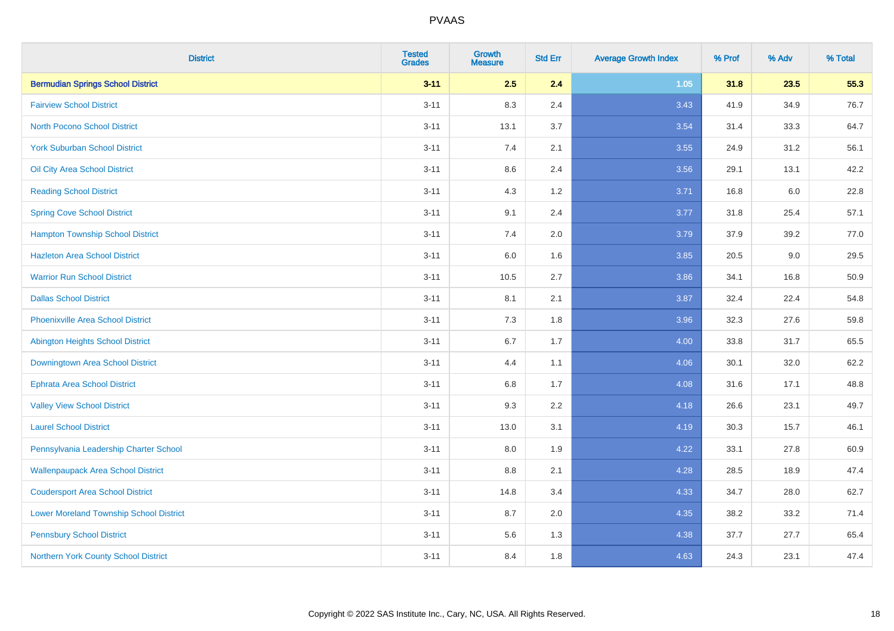| District | Tested Grades | Growth Measure | Std Err | Average Growth Index | % Prof | % Adv | % Total |
|---|---|---|---|---|---|---|---|
| **Bermudian Springs School District** | **3-11** | **2.5** | **2.4** | **1.05** | **31.8** | **23.5** | **55.3** |
| Fairview School District | 3-11 | 8.3 | 2.4 | 3.43 | 41.9 | 34.9 | 76.7 |
| North Pocono School District | 3-11 | 13.1 | 3.7 | 3.54 | 31.4 | 33.3 | 64.7 |
| York Suburban School District | 3-11 | 7.4 | 2.1 | 3.55 | 24.9 | 31.2 | 56.1 |
| Oil City Area School District | 3-11 | 8.6 | 2.4 | 3.56 | 29.1 | 13.1 | 42.2 |
| Reading School District | 3-11 | 4.3 | 1.2 | 3.71 | 16.8 | 6.0 | 22.8 |
| Spring Cove School District | 3-11 | 9.1 | 2.4 | 3.77 | 31.8 | 25.4 | 57.1 |
| Hampton Township School District | 3-11 | 7.4 | 2.0 | 3.79 | 37.9 | 39.2 | 77.0 |
| Hazleton Area School District | 3-11 | 6.0 | 1.6 | 3.85 | 20.5 | 9.0 | 29.5 |
| Warrior Run School District | 3-11 | 10.5 | 2.7 | 3.86 | 34.1 | 16.8 | 50.9 |
| Dallas School District | 3-11 | 8.1 | 2.1 | 3.87 | 32.4 | 22.4 | 54.8 |
| Phoenixville Area School District | 3-11 | 7.3 | 1.8 | 3.96 | 32.3 | 27.6 | 59.8 |
| Abington Heights School District | 3-11 | 6.7 | 1.7 | 4.00 | 33.8 | 31.7 | 65.5 |
| Downingtown Area School District | 3-11 | 4.4 | 1.1 | 4.06 | 30.1 | 32.0 | 62.2 |
| Ephrata Area School District | 3-11 | 6.8 | 1.7 | 4.08 | 31.6 | 17.1 | 48.8 |
| Valley View School District | 3-11 | 9.3 | 2.2 | 4.18 | 26.6 | 23.1 | 49.7 |
| Laurel School District | 3-11 | 13.0 | 3.1 | 4.19 | 30.3 | 15.7 | 46.1 |
| Pennsylvania Leadership Charter School | 3-11 | 8.0 | 1.9 | 4.22 | 33.1 | 27.8 | 60.9 |
| Wallenpaupack Area School District | 3-11 | 8.8 | 2.1 | 4.28 | 28.5 | 18.9 | 47.4 |
| Coudersport Area School District | 3-11 | 14.8 | 3.4 | 4.33 | 34.7 | 28.0 | 62.7 |
| Lower Moreland Township School District | 3-11 | 8.7 | 2.0 | 4.35 | 38.2 | 33.2 | 71.4 |
| Pennsbury School District | 3-11 | 5.6 | 1.3 | 4.38 | 37.7 | 27.7 | 65.4 |
| Northern York County School District | 3-11 | 8.4 | 1.8 | 4.63 | 24.3 | 23.1 | 47.4 |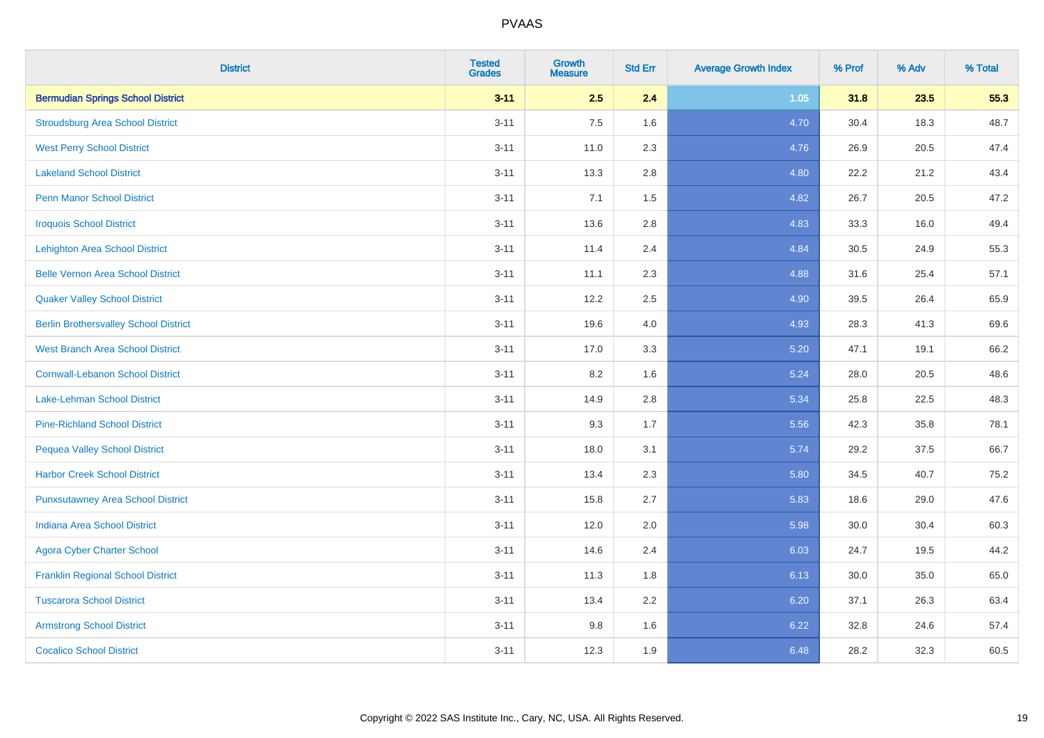# PVAAS

| District | Tested Grades | Growth Measure | Std Err | Average Growth Index | % Prof | % Adv | % Total |
|---|---|---|---|---|---|---|---|
| **Bermudian Springs School District** | **3-11** | **2.5** | **2.4** | **1.05** | **31.8** | **23.5** | **55.3** |
| Stroudsburg Area School District | 3-11 | 7.5 | 1.6 | 4.70 | 30.4 | 18.3 | 48.7 |
| West Perry School District | 3-11 | 11.0 | 2.3 | 4.76 | 26.9 | 20.5 | 47.4 |
| Lakeland School District | 3-11 | 13.3 | 2.8 | 4.80 | 22.2 | 21.2 | 43.4 |
| Penn Manor School District | 3-11 | 7.1 | 1.5 | 4.82 | 26.7 | 20.5 | 47.2 |
| Iroquois School District | 3-11 | 13.6 | 2.8 | 4.83 | 33.3 | 16.0 | 49.4 |
| Lehighton Area School District | 3-11 | 11.4 | 2.4 | 4.84 | 30.5 | 24.9 | 55.3 |
| Belle Vernon Area School District | 3-11 | 11.1 | 2.3 | 4.88 | 31.6 | 25.4 | 57.1 |
| Quaker Valley School District | 3-11 | 12.2 | 2.5 | 4.90 | 39.5 | 26.4 | 65.9 |
| Berlin Brothersvalley School District | 3-11 | 19.6 | 4.0 | 4.93 | 28.3 | 41.3 | 69.6 |
| West Branch Area School District | 3-11 | 17.0 | 3.3 | 5.20 | 47.1 | 19.1 | 66.2 |
| Cornwall-Lebanon School District | 3-11 | 8.2 | 1.6 | 5.24 | 28.0 | 20.5 | 48.6 |
| Lake-Lehman School District | 3-11 | 14.9 | 2.8 | 5.34 | 25.8 | 22.5 | 48.3 |
| Pine-Richland School District | 3-11 | 9.3 | 1.7 | 5.56 | 42.3 | 35.8 | 78.1 |
| Pequea Valley School District | 3-11 | 18.0 | 3.1 | 5.74 | 29.2 | 37.5 | 66.7 |
| Harbor Creek School District | 3-11 | 13.4 | 2.3 | 5.80 | 34.5 | 40.7 | 75.2 |
| Punxsutawney Area School District | 3-11 | 15.8 | 2.7 | 5.83 | 18.6 | 29.0 | 47.6 |
| Indiana Area School District | 3-11 | 12.0 | 2.0 | 5.98 | 30.0 | 30.4 | 60.3 |
| Agora Cyber Charter School | 3-11 | 14.6 | 2.4 | 6.03 | 24.7 | 19.5 | 44.2 |
| Franklin Regional School District | 3-11 | 11.3 | 1.8 | 6.13 | 30.0 | 35.0 | 65.0 |
| Tuscarora School District | 3-11 | 13.4 | 2.2 | 6.20 | 37.1 | 26.3 | 63.4 |
| Armstrong School District | 3-11 | 9.8 | 1.6 | 6.22 | 32.8 | 24.6 | 57.4 |
| Cocalico School District | 3-11 | 12.3 | 1.9 | 6.48 | 28.2 | 32.3 | 60.5 |

Copyright © 2022 SAS Institute Inc., Cary, NC, USA. All Rights Reserved.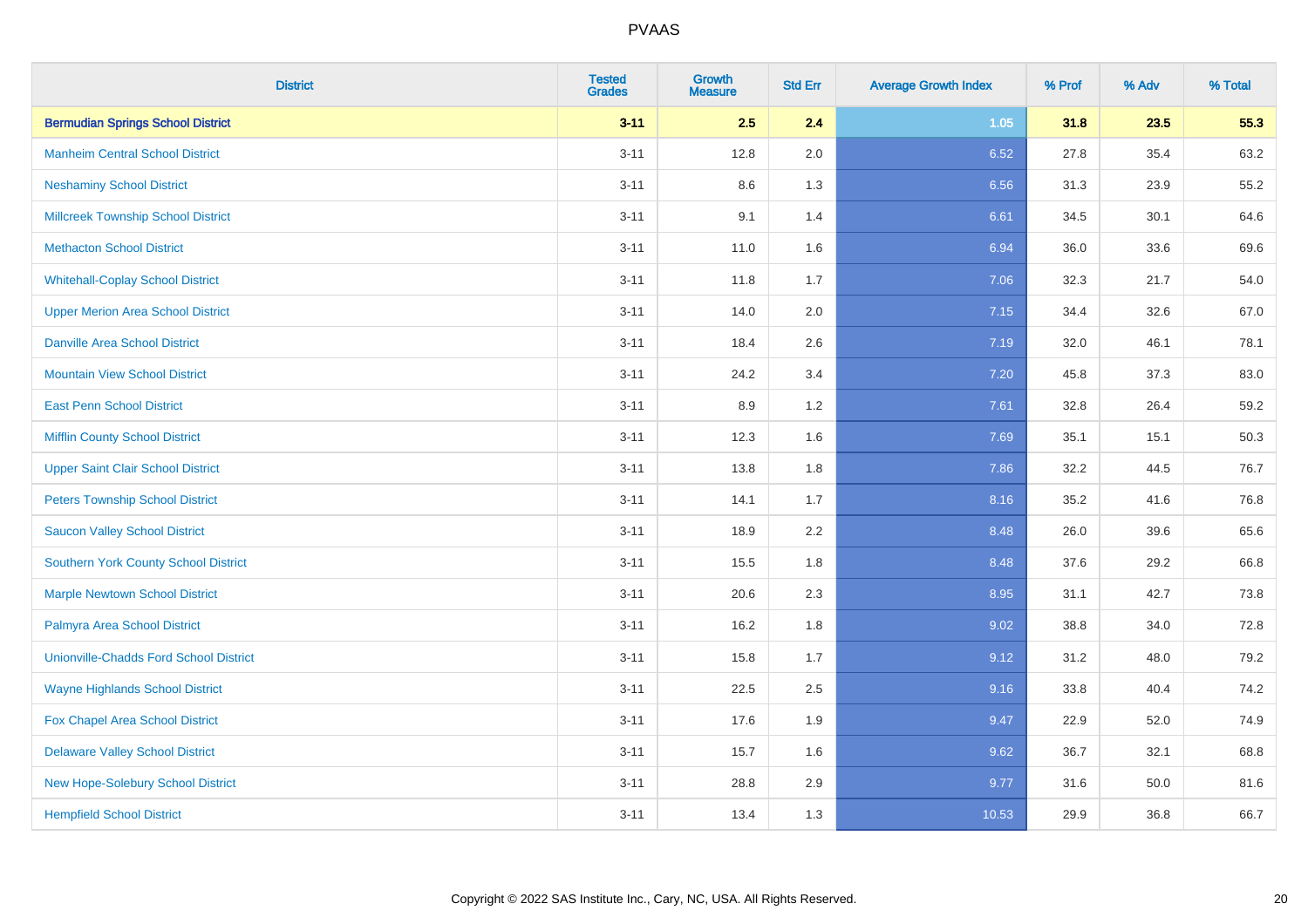| District | Tested Grades | Growth Measure | Std Err | Average Growth Index | % Prof | % Adv | % Total |
|---|---|---|---|---|---|---|---|
| **Bermudian Springs School District** | **3-11** | **2.5** | **2.4** | **1.05** | **31.8** | **23.5** | **55.3** |
| Manheim Central School District | 3-11 | 12.8 | 2.0 | 6.52 | 27.8 | 35.4 | 63.2 |
| Neshaminy School District | 3-11 | 8.6 | 1.3 | 6.56 | 31.3 | 23.9 | 55.2 |
| Millcreek Township School District | 3-11 | 9.1 | 1.4 | 6.61 | 34.5 | 30.1 | 64.6 |
| Methacton School District | 3-11 | 11.0 | 1.6 | 6.94 | 36.0 | 33.6 | 69.6 |
| Whitehall-Coplay School District | 3-11 | 11.8 | 1.7 | 7.06 | 32.3 | 21.7 | 54.0 |
| Upper Merion Area School District | 3-11 | 14.0 | 2.0 | 7.15 | 34.4 | 32.6 | 67.0 |
| Danville Area School District | 3-11 | 18.4 | 2.6 | 7.19 | 32.0 | 46.1 | 78.1 |
| Mountain View School District | 3-11 | 24.2 | 3.4 | 7.20 | 45.8 | 37.3 | 83.0 |
| East Penn School District | 3-11 | 8.9 | 1.2 | 7.61 | 32.8 | 26.4 | 59.2 |
| Mifflin County School District | 3-11 | 12.3 | 1.6 | 7.69 | 35.1 | 15.1 | 50.3 |
| Upper Saint Clair School District | 3-11 | 13.8 | 1.8 | 7.86 | 32.2 | 44.5 | 76.7 |
| Peters Township School District | 3-11 | 14.1 | 1.7 | 8.16 | 35.2 | 41.6 | 76.8 |
| Saucon Valley School District | 3-11 | 18.9 | 2.2 | 8.48 | 26.0 | 39.6 | 65.6 |
| Southern York County School District | 3-11 | 15.5 | 1.8 | 8.48 | 37.6 | 29.2 | 66.8 |
| Marple Newtown School District | 3-11 | 20.6 | 2.3 | 8.95 | 31.1 | 42.7 | 73.8 |
| Palmyra Area School District | 3-11 | 16.2 | 1.8 | 9.02 | 38.8 | 34.0 | 72.8 |
| Unionville-Chadds Ford School District | 3-11 | 15.8 | 1.7 | 9.12 | 31.2 | 48.0 | 79.2 |
| Wayne Highlands School District | 3-11 | 22.5 | 2.5 | 9.16 | 33.8 | 40.4 | 74.2 |
| Fox Chapel Area School District | 3-11 | 17.6 | 1.9 | 9.47 | 22.9 | 52.0 | 74.9 |
| Delaware Valley School District | 3-11 | 15.7 | 1.6 | 9.62 | 36.7 | 32.1 | 68.8 |
| New Hope-Solebury School District | 3-11 | 28.8 | 2.9 | 9.77 | 31.6 | 50.0 | 81.6 |
| Hempfield School District | 3-11 | 13.4 | 1.3 | 10.53 | 29.9 | 36.8 | 66.7 |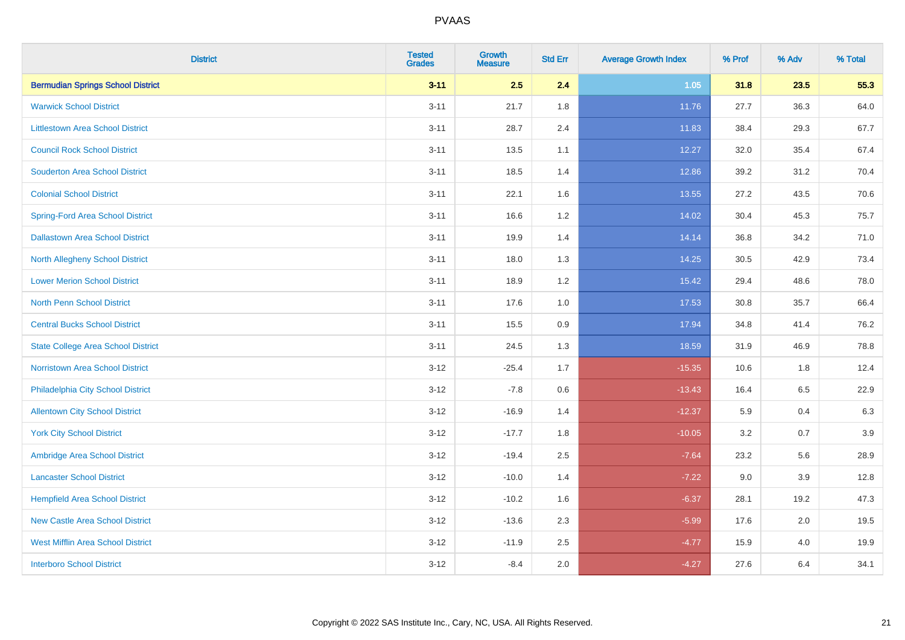# PVAAS

| District | Tested Grades | Growth Measure | Std Err | Average Growth Index | % Prof | % Adv | % Total |
|---|---|---|---|---|---|---|---|
| **Bermudian Springs School District** | **3-11** | **2.5** | **2.4** | **1.05** | **31.8** | **23.5** | **55.3** |
| Warwick School District | 3-11 | 21.7 | 1.8 | 11.76 | 27.7 | 36.3 | 64.0 |
| Littlestown Area School District | 3-11 | 28.7 | 2.4 | 11.83 | 38.4 | 29.3 | 67.7 |
| Council Rock School District | 3-11 | 13.5 | 1.1 | 12.27 | 32.0 | 35.4 | 67.4 |
| Souderton Area School District | 3-11 | 18.5 | 1.4 | 12.86 | 39.2 | 31.2 | 70.4 |
| Colonial School District | 3-11 | 22.1 | 1.6 | 13.55 | 27.2 | 43.5 | 70.6 |
| Spring-Ford Area School District | 3-11 | 16.6 | 1.2 | 14.02 | 30.4 | 45.3 | 75.7 |
| Dallastown Area School District | 3-11 | 19.9 | 1.4 | 14.14 | 36.8 | 34.2 | 71.0 |
| North Allegheny School District | 3-11 | 18.0 | 1.3 | 14.25 | 30.5 | 42.9 | 73.4 |
| Lower Merion School District | 3-11 | 18.9 | 1.2 | 15.42 | 29.4 | 48.6 | 78.0 |
| North Penn School District | 3-11 | 17.6 | 1.0 | 17.53 | 30.8 | 35.7 | 66.4 |
| Central Bucks School District | 3-11 | 15.5 | 0.9 | 17.94 | 34.8 | 41.4 | 76.2 |
| State College Area School District | 3-11 | 24.5 | 1.3 | 18.59 | 31.9 | 46.9 | 78.8 |
| Norristown Area School District | 3-12 | -25.4 | 1.7 | -15.35 | 10.6 | 1.8 | 12.4 |
| Philadelphia City School District | 3-12 | -7.8 | 0.6 | -13.43 | 16.4 | 6.5 | 22.9 |
| Allentown City School District | 3-12 | -16.9 | 1.4 | -12.37 | 5.9 | 0.4 | 6.3 |
| York City School District | 3-12 | -17.7 | 1.8 | -10.05 | 3.2 | 0.7 | 3.9 |
| Ambridge Area School District | 3-12 | -19.4 | 2.5 | -7.64 | 23.2 | 5.6 | 28.9 |
| Lancaster School District | 3-12 | -10.0 | 1.4 | -7.22 | 9.0 | 3.9 | 12.8 |
| Hempfield Area School District | 3-12 | -10.2 | 1.6 | -6.37 | 28.1 | 19.2 | 47.3 |
| New Castle Area School District | 3-12 | -13.6 | 2.3 | -5.99 | 17.6 | 2.0 | 19.5 |
| West Mifflin Area School District | 3-12 | -11.9 | 2.5 | -4.77 | 15.9 | 4.0 | 19.9 |
| Interboro School District | 3-12 | -8.4 | 2.0 | -4.27 | 27.6 | 6.4 | 34.1 |

Copyright © 2022 SAS Institute Inc., Cary, NC, USA. All Rights Reserved.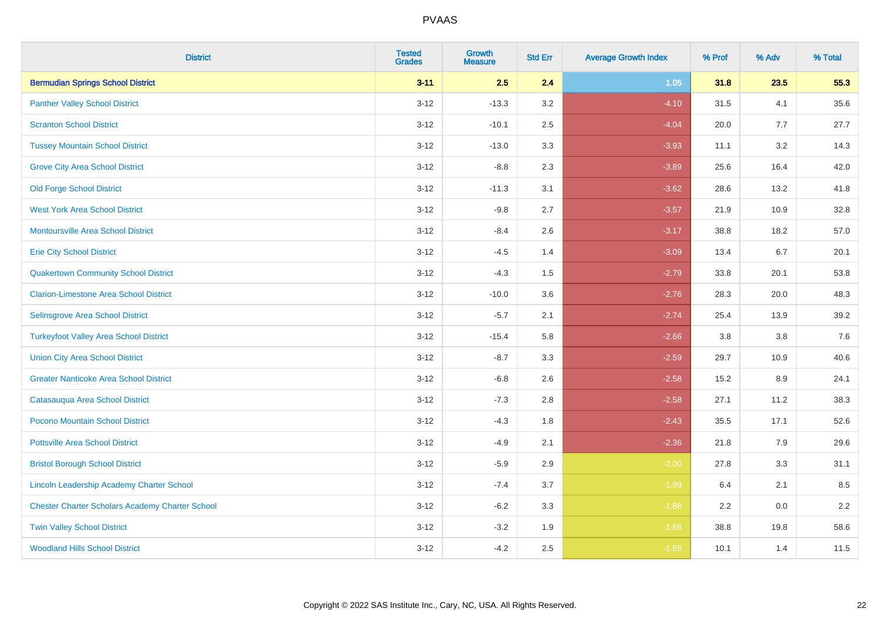# PVAAS

| District | Tested Grades | Growth Measure | Std Err | Average Growth Index | % Prof | % Adv | % Total |
|---|---|---|---|---|---|---|---|
| **Bermudian Springs School District** | **3-11** | **2.5** | **2.4** | **1.05** | **31.8** | **23.5** | **55.3** |
| Panther Valley School District | 3-12 | -13.3 | 3.2 | -4.10 | 31.5 | 4.1 | 35.6 |
| Scranton School District | 3-12 | -10.1 | 2.5 | -4.04 | 20.0 | 7.7 | 27.7 |
| Tussey Mountain School District | 3-12 | -13.0 | 3.3 | -3.93 | 11.1 | 3.2 | 14.3 |
| Grove City Area School District | 3-12 | -8.8 | 2.3 | -3.89 | 25.6 | 16.4 | 42.0 |
| Old Forge School District | 3-12 | -11.3 | 3.1 | -3.62 | 28.6 | 13.2 | 41.8 |
| West York Area School District | 3-12 | -9.8 | 2.7 | -3.57 | 21.9 | 10.9 | 32.8 |
| Montoursville Area School District | 3-12 | -8.4 | 2.6 | -3.17 | 38.8 | 18.2 | 57.0 |
| Erie City School District | 3-12 | -4.5 | 1.4 | -3.09 | 13.4 | 6.7 | 20.1 |
| Quakertown Community School District | 3-12 | -4.3 | 1.5 | -2.79 | 33.8 | 20.1 | 53.8 |
| Clarion-Limestone Area School District | 3-12 | -10.0 | 3.6 | -2.76 | 28.3 | 20.0 | 48.3 |
| Selinsgrove Area School District | 3-12 | -5.7 | 2.1 | -2.74 | 25.4 | 13.9 | 39.2 |
| Turkeyfoot Valley Area School District | 3-12 | -15.4 | 5.8 | -2.66 | 3.8 | 3.8 | 7.6 |
| Union City Area School District | 3-12 | -8.7 | 3.3 | -2.59 | 29.7 | 10.9 | 40.6 |
| Greater Nanticoke Area School District | 3-12 | -6.8 | 2.6 | -2.58 | 15.2 | 8.9 | 24.1 |
| Catasauqua Area School District | 3-12 | -7.3 | 2.8 | -2.58 | 27.1 | 11.2 | 38.3 |
| Pocono Mountain School District | 3-12 | -4.3 | 1.8 | -2.43 | 35.5 | 17.1 | 52.6 |
| Pottsville Area School District | 3-12 | -4.9 | 2.1 | -2.36 | 21.8 | 7.9 | 29.6 |
| Bristol Borough School District | 3-12 | -5.9 | 2.9 | -2.00 | 27.8 | 3.3 | 31.1 |
| Lincoln Leadership Academy Charter School | 3-12 | -7.4 | 3.7 | -1.99 | 6.4 | 2.1 | 8.5 |
| Chester Charter Scholars Academy Charter School | 3-12 | -6.2 | 3.3 | -1.88 | 2.2 | 0.0 | 2.2 |
| Twin Valley School District | 3-12 | -3.2 | 1.9 | -1.68 | 38.8 | 19.8 | 58.6 |
| Woodland Hills School District | 3-12 | -4.2 | 2.5 | -1.66 | 10.1 | 1.4 | 11.5 |

Copyright © 2022 SAS Institute Inc., Cary, NC, USA. All Rights Reserved.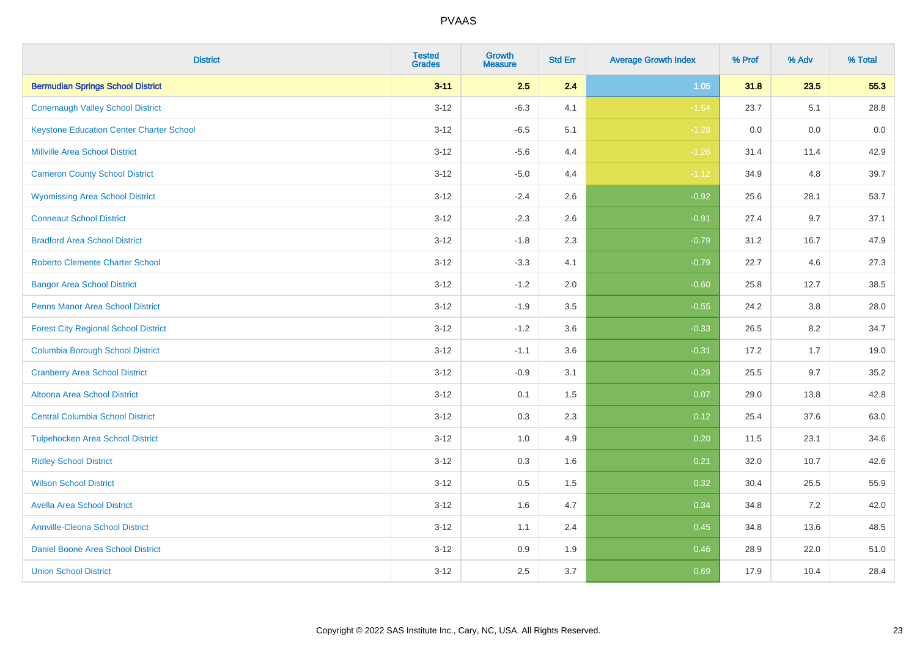PVAAS

| District | Tested Grades | Growth Measure | Std Err | Average Growth Index | % Prof | % Adv | % Total |
|---|---|---|---|---|---|---|---|
| **Bermudian Springs School District** | **3-11** | **2.5** | **2.4** | **1.05** | **31.8** | **23.5** | **55.3** |
| Conemaugh Valley School District | 3-12 | -6.3 | 4.1 | -1.54 | 23.7 | 5.1 | 28.8 |
| Keystone Education Center Charter School | 3-12 | -6.5 | 5.1 | -1.28 | 0.0 | 0.0 | 0.0 |
| Millville Area School District | 3-12 | -5.6 | 4.4 | -1.26 | 31.4 | 11.4 | 42.9 |
| Cameron County School District | 3-12 | -5.0 | 4.4 | -1.12 | 34.9 | 4.8 | 39.7 |
| Wyomissing Area School District | 3-12 | -2.4 | 2.6 | -0.92 | 25.6 | 28.1 | 53.7 |
| Conneaut School District | 3-12 | -2.3 | 2.6 | -0.91 | 27.4 | 9.7 | 37.1 |
| Bradford Area School District | 3-12 | -1.8 | 2.3 | -0.79 | 31.2 | 16.7 | 47.9 |
| Roberto Clemente Charter School | 3-12 | -3.3 | 4.1 | -0.79 | 22.7 | 4.6 | 27.3 |
| Bangor Area School District | 3-12 | -1.2 | 2.0 | -0.60 | 25.8 | 12.7 | 38.5 |
| Penns Manor Area School District | 3-12 | -1.9 | 3.5 | -0.55 | 24.2 | 3.8 | 28.0 |
| Forest City Regional School District | 3-12 | -1.2 | 3.6 | -0.33 | 26.5 | 8.2 | 34.7 |
| Columbia Borough School District | 3-12 | -1.1 | 3.6 | -0.31 | 17.2 | 1.7 | 19.0 |
| Cranberry Area School District | 3-12 | -0.9 | 3.1 | -0.29 | 25.5 | 9.7 | 35.2 |
| Altoona Area School District | 3-12 | 0.1 | 1.5 | 0.07 | 29.0 | 13.8 | 42.8 |
| Central Columbia School District | 3-12 | 0.3 | 2.3 | 0.12 | 25.4 | 37.6 | 63.0 |
| Tulpehocken Area School District | 3-12 | 1.0 | 4.9 | 0.20 | 11.5 | 23.1 | 34.6 |
| Ridley School District | 3-12 | 0.3 | 1.6 | 0.21 | 32.0 | 10.7 | 42.6 |
| Wilson School District | 3-12 | 0.5 | 1.5 | 0.32 | 30.4 | 25.5 | 55.9 |
| Avella Area School District | 3-12 | 1.6 | 4.7 | 0.34 | 34.8 | 7.2 | 42.0 |
| Annville-Cleona School District | 3-12 | 1.1 | 2.4 | 0.45 | 34.8 | 13.6 | 48.5 |
| Daniel Boone Area School District | 3-12 | 0.9 | 1.9 | 0.46 | 28.9 | 22.0 | 51.0 |
| Union School District | 3-12 | 2.5 | 3.7 | 0.69 | 17.9 | 10.4 | 28.4 |

Copyright © 2022 SAS Institute Inc., Cary, NC, USA. All Rights Reserved.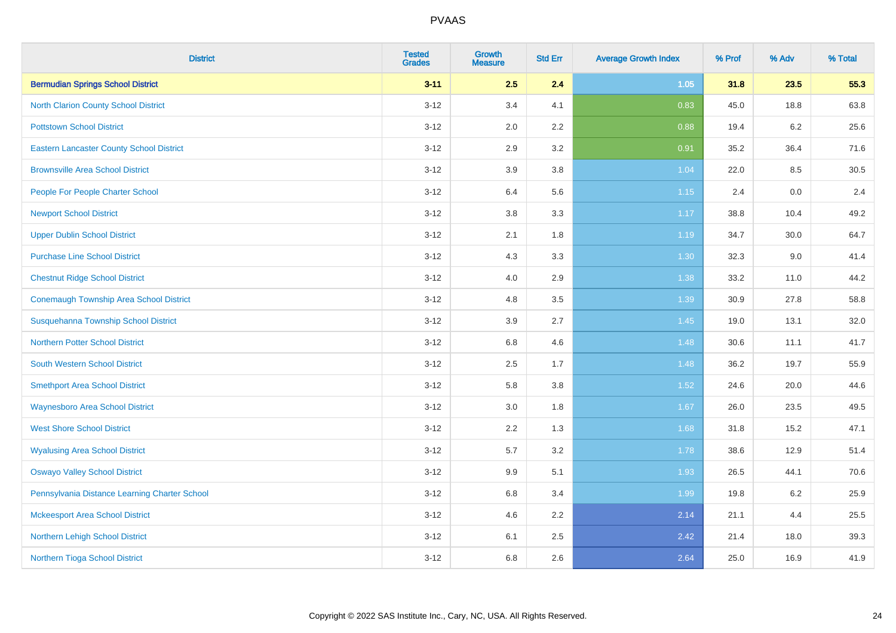PVAAS

| District | Tested Grades | Growth Measure | Std Err | Average Growth Index | % Prof | % Adv | % Total |
|---|---|---|---|---|---|---|---|
| **Bermudian Springs School District** | **3-11** | **2.5** | **2.4** | **1.05** | **31.8** | **23.5** | **55.3** |
| North Clarion County School District | 3-12 | 3.4 | 4.1 | 0.83 | 45.0 | 18.8 | 63.8 |
| Pottstown School District | 3-12 | 2.0 | 2.2 | 0.88 | 19.4 | 6.2 | 25.6 |
| Eastern Lancaster County School District | 3-12 | 2.9 | 3.2 | 0.91 | 35.2 | 36.4 | 71.6 |
| Brownsville Area School District | 3-12 | 3.9 | 3.8 | 1.04 | 22.0 | 8.5 | 30.5 |
| People For People Charter School | 3-12 | 6.4 | 5.6 | 1.15 | 2.4 | 0.0 | 2.4 |
| Newport School District | 3-12 | 3.8 | 3.3 | 1.17 | 38.8 | 10.4 | 49.2 |
| Upper Dublin School District | 3-12 | 2.1 | 1.8 | 1.19 | 34.7 | 30.0 | 64.7 |
| Purchase Line School District | 3-12 | 4.3 | 3.3 | 1.30 | 32.3 | 9.0 | 41.4 |
| Chestnut Ridge School District | 3-12 | 4.0 | 2.9 | 1.38 | 33.2 | 11.0 | 44.2 |
| Conemaugh Township Area School District | 3-12 | 4.8 | 3.5 | 1.39 | 30.9 | 27.8 | 58.8 |
| Susquehanna Township School District | 3-12 | 3.9 | 2.7 | 1.45 | 19.0 | 13.1 | 32.0 |
| Northern Potter School District | 3-12 | 6.8 | 4.6 | 1.48 | 30.6 | 11.1 | 41.7 |
| South Western School District | 3-12 | 2.5 | 1.7 | 1.48 | 36.2 | 19.7 | 55.9 |
| Smethport Area School District | 3-12 | 5.8 | 3.8 | 1.52 | 24.6 | 20.0 | 44.6 |
| Waynesboro Area School District | 3-12 | 3.0 | 1.8 | 1.67 | 26.0 | 23.5 | 49.5 |
| West Shore School District | 3-12 | 2.2 | 1.3 | 1.68 | 31.8 | 15.2 | 47.1 |
| Wyalusing Area School District | 3-12 | 5.7 | 3.2 | 1.78 | 38.6 | 12.9 | 51.4 |
| Oswayo Valley School District | 3-12 | 9.9 | 5.1 | 1.93 | 26.5 | 44.1 | 70.6 |
| Pennsylvania Distance Learning Charter School | 3-12 | 6.8 | 3.4 | 1.99 | 19.8 | 6.2 | 25.9 |
| Mckeesport Area School District | 3-12 | 4.6 | 2.2 | 2.14 | 21.1 | 4.4 | 25.5 |
| Northern Lehigh School District | 3-12 | 6.1 | 2.5 | 2.42 | 21.4 | 18.0 | 39.3 |
| Northern Tioga School District | 3-12 | 6.8 | 2.6 | 2.64 | 25.0 | 16.9 | 41.9 |

Copyright © 2022 SAS Institute Inc., Cary, NC, USA. All Rights Reserved.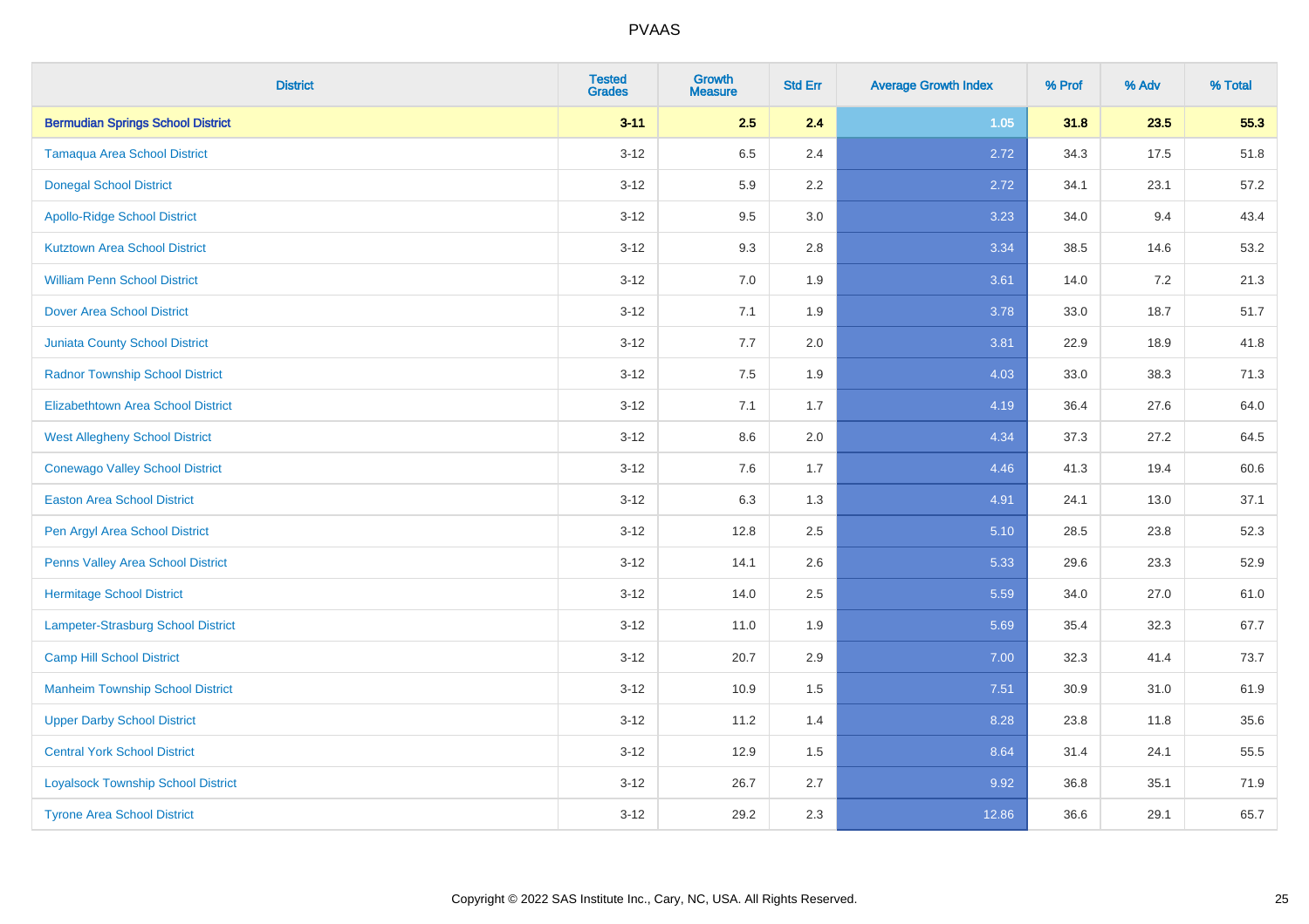PVAAS

| District | Tested Grades | Growth Measure | Std Err | Average Growth Index | % Prof | % Adv | % Total |
|---|---|---|---|---|---|---|---|
| **Bermudian Springs School District** | **3-11** | **2.5** | **2.4** | 1.05 | **31.8** | **23.5** | **55.3** |
| Tamaqua Area School District | 3-12 | 6.5 | 2.4 | 2.72 | 34.3 | 17.5 | 51.8 |
| Donegal School District | 3-12 | 5.9 | 2.2 | 2.72 | 34.1 | 23.1 | 57.2 |
| Apollo-Ridge School District | 3-12 | 9.5 | 3.0 | 3.23 | 34.0 | 9.4 | 43.4 |
| Kutztown Area School District | 3-12 | 9.3 | 2.8 | 3.34 | 38.5 | 14.6 | 53.2 |
| William Penn School District | 3-12 | 7.0 | 1.9 | 3.61 | 14.0 | 7.2 | 21.3 |
| Dover Area School District | 3-12 | 7.1 | 1.9 | 3.78 | 33.0 | 18.7 | 51.7 |
| Juniata County School District | 3-12 | 7.7 | 2.0 | 3.81 | 22.9 | 18.9 | 41.8 |
| Radnor Township School District | 3-12 | 7.5 | 1.9 | 4.03 | 33.0 | 38.3 | 71.3 |
| Elizabethtown Area School District | 3-12 | 7.1 | 1.7 | 4.19 | 36.4 | 27.6 | 64.0 |
| West Allegheny School District | 3-12 | 8.6 | 2.0 | 4.34 | 37.3 | 27.2 | 64.5 |
| Conewago Valley School District | 3-12 | 7.6 | 1.7 | 4.46 | 41.3 | 19.4 | 60.6 |
| Easton Area School District | 3-12 | 6.3 | 1.3 | 4.91 | 24.1 | 13.0 | 37.1 |
| Pen Argyl Area School District | 3-12 | 12.8 | 2.5 | 5.10 | 28.5 | 23.8 | 52.3 |
| Penns Valley Area School District | 3-12 | 14.1 | 2.6 | 5.33 | 29.6 | 23.3 | 52.9 |
| Hermitage School District | 3-12 | 14.0 | 2.5 | 5.59 | 34.0 | 27.0 | 61.0 |
| Lampeter-Strasburg School District | 3-12 | 11.0 | 1.9 | 5.69 | 35.4 | 32.3 | 67.7 |
| Camp Hill School District | 3-12 | 20.7 | 2.9 | 7.00 | 32.3 | 41.4 | 73.7 |
| Manheim Township School District | 3-12 | 10.9 | 1.5 | 7.51 | 30.9 | 31.0 | 61.9 |
| Upper Darby School District | 3-12 | 11.2 | 1.4 | 8.28 | 23.8 | 11.8 | 35.6 |
| Central York School District | 3-12 | 12.9 | 1.5 | 8.64 | 31.4 | 24.1 | 55.5 |
| Loyalsock Township School District | 3-12 | 26.7 | 2.7 | 9.92 | 36.8 | 35.1 | 71.9 |
| Tyrone Area School District | 3-12 | 29.2 | 2.3 | 12.86 | 36.6 | 29.1 | 65.7 |

Copyright © 2022 SAS Institute Inc., Cary, NC, USA. All Rights Reserved.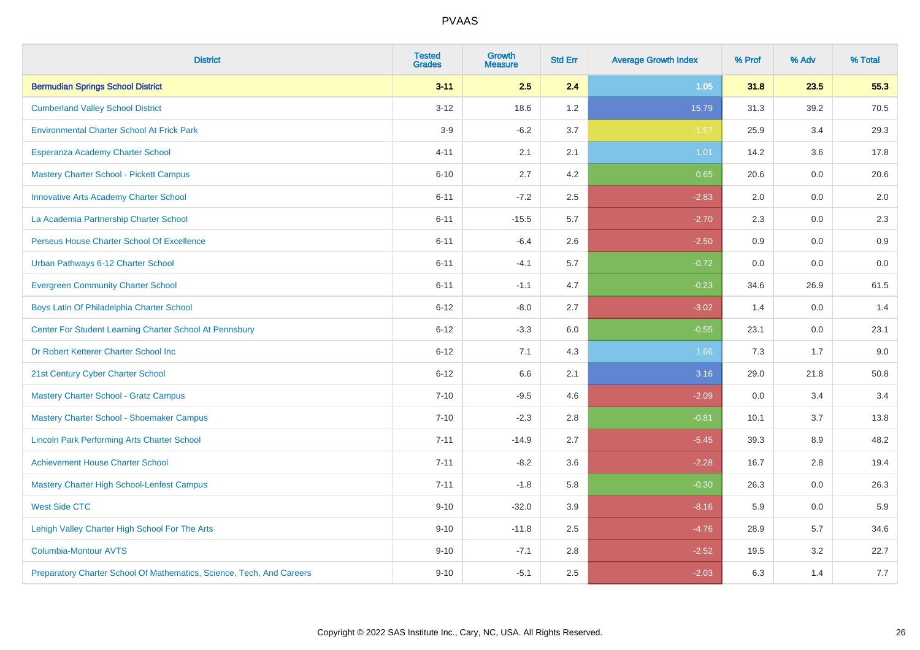| District | Tested Grades | Growth Measure | Std Err | Average Growth Index | % Prof | % Adv | % Total |
|---|---|---|---|---|---|---|---|
| **Bermudian Springs School District** | **3-11** | **2.5** | **2.4** | **1.05** | **31.8** | **23.5** | **55.3** |
| Cumberland Valley School District | 3-12 | 18.6 | 1.2 | 15.79 | 31.3 | 39.2 | 70.5 |
| Environmental Charter School At Frick Park | 3-9 | -6.2 | 3.7 | -1.67 | 25.9 | 3.4 | 29.3 |
| Esperanza Academy Charter School | 4-11 | 2.1 | 2.1 | 1.01 | 14.2 | 3.6 | 17.8 |
| Mastery Charter School - Pickett Campus | 6-10 | 2.7 | 4.2 | 0.65 | 20.6 | 0.0 | 20.6 |
| Innovative Arts Academy Charter School | 6-11 | -7.2 | 2.5 | -2.83 | 2.0 | 0.0 | 2.0 |
| La Academia Partnership Charter School | 6-11 | -15.5 | 5.7 | -2.70 | 2.3 | 0.0 | 2.3 |
| Perseus House Charter School Of Excellence | 6-11 | -6.4 | 2.6 | -2.50 | 0.9 | 0.0 | 0.9 |
| Urban Pathways 6-12 Charter School | 6-11 | -4.1 | 5.7 | -0.72 | 0.0 | 0.0 | 0.0 |
| Evergreen Community Charter School | 6-11 | -1.1 | 4.7 | -0.23 | 34.6 | 26.9 | 61.5 |
| Boys Latin Of Philadelphia Charter School | 6-12 | -8.0 | 2.7 | -3.02 | 1.4 | 0.0 | 1.4 |
| Center For Student Learning Charter School At Pennsbury | 6-12 | -3.3 | 6.0 | -0.55 | 23.1 | 0.0 | 23.1 |
| Dr Robert Ketterer Charter School Inc | 6-12 | 7.1 | 4.3 | 1.66 | 7.3 | 1.7 | 9.0 |
| 21st Century Cyber Charter School | 6-12 | 6.6 | 2.1 | 3.16 | 29.0 | 21.8 | 50.8 |
| Mastery Charter School - Gratz Campus | 7-10 | -9.5 | 4.6 | -2.09 | 0.0 | 3.4 | 3.4 |
| Mastery Charter School - Shoemaker Campus | 7-10 | -2.3 | 2.8 | -0.81 | 10.1 | 3.7 | 13.8 |
| Lincoln Park Performing Arts Charter School | 7-11 | -14.9 | 2.7 | -5.45 | 39.3 | 8.9 | 48.2 |
| Achievement House Charter School | 7-11 | -8.2 | 3.6 | -2.28 | 16.7 | 2.8 | 19.4 |
| Mastery Charter High School-Lenfest Campus | 7-11 | -1.8 | 5.8 | -0.30 | 26.3 | 0.0 | 26.3 |
| West Side CTC | 9-10 | -32.0 | 3.9 | -8.16 | 5.9 | 0.0 | 5.9 |
| Lehigh Valley Charter High School For The Arts | 9-10 | -11.8 | 2.5 | -4.76 | 28.9 | 5.7 | 34.6 |
| Columbia-Montour AVTS | 9-10 | -7.1 | 2.8 | -2.52 | 19.5 | 3.2 | 22.7 |
| Preparatory Charter School Of Mathematics, Science, Tech, And Careers | 9-10 | -5.1 | 2.5 | -2.03 | 6.3 | 1.4 | 7.7 |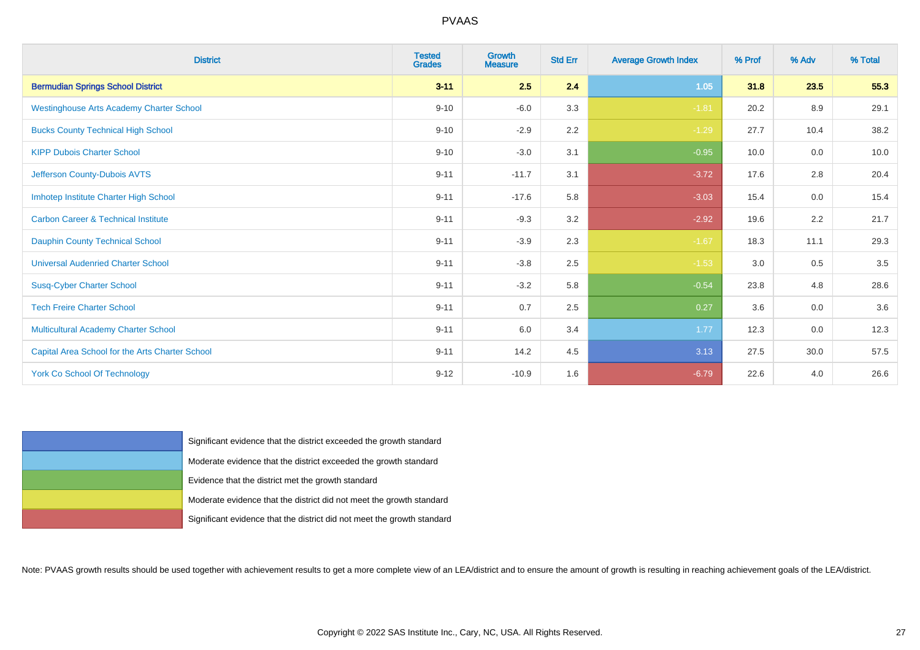# PVAAS

| District | Tested Grades | Growth Measure | Std Err | Average Growth Index | % Prof | % Adv | % Total |
|---|---|---|---|---|---|---|---|
| **Bermudian Springs School District** | **3-11** | **2.5** | **2.4** | 1.05 | **31.8** | **23.5** | **55.3** |
| Westinghouse Arts Academy Charter School | 9-10 | -6.0 | 3.3 | -1.81 | 20.2 | 8.9 | 29.1 |
| Bucks County Technical High School | 9-10 | -2.9 | 2.2 | -1.29 | 27.7 | 10.4 | 38.2 |
| KIPP Dubois Charter School | 9-10 | -3.0 | 3.1 | -0.95 | 10.0 | 0.0 | 10.0 |
| Jefferson County-Dubois AVTS | 9-11 | -11.7 | 3.1 | -3.72 | 17.6 | 2.8 | 20.4 |
| Imhotep Institute Charter High School | 9-11 | -17.6 | 5.8 | -3.03 | 15.4 | 0.0 | 15.4 |
| Carbon Career & Technical Institute | 9-11 | -9.3 | 3.2 | -2.92 | 19.6 | 2.2 | 21.7 |
| Dauphin County Technical School | 9-11 | -3.9 | 2.3 | -1.67 | 18.3 | 11.1 | 29.3 |
| Universal Audenried Charter School | 9-11 | -3.8 | 2.5 | -1.53 | 3.0 | 0.5 | 3.5 |
| Susq-Cyber Charter School | 9-11 | -3.2 | 5.8 | -0.54 | 23.8 | 4.8 | 28.6 |
| Tech Freire Charter School | 9-11 | 0.7 | 2.5 | 0.27 | 3.6 | 0.0 | 3.6 |
| Multicultural Academy Charter School | 9-11 | 6.0 | 3.4 | 1.77 | 12.3 | 0.0 | 12.3 |
| Capital Area School for the Arts Charter School | 9-11 | 14.2 | 4.5 | 3.13 | 27.5 | 30.0 | 57.5 |
| York Co School Of Technology | 9-12 | -10.9 | 1.6 | -6.79 | 22.6 | 4.0 | 26.6 |

Significant evidence that the district exceeded the growth standard

Moderate evidence that the district exceeded the growth standard

Evidence that the district met the growth standard

Moderate evidence that the district did not meet the growth standard

Significant evidence that the district did not meet the growth standard

Note: PVAAS growth results should be used together with achievement results to get a more complete view of an LEA/district and to ensure the amount of growth is resulting in reaching achievement goals of the LEA/district.

Copyright © 2022 SAS Institute Inc., Cary, NC, USA. All Rights Reserved.